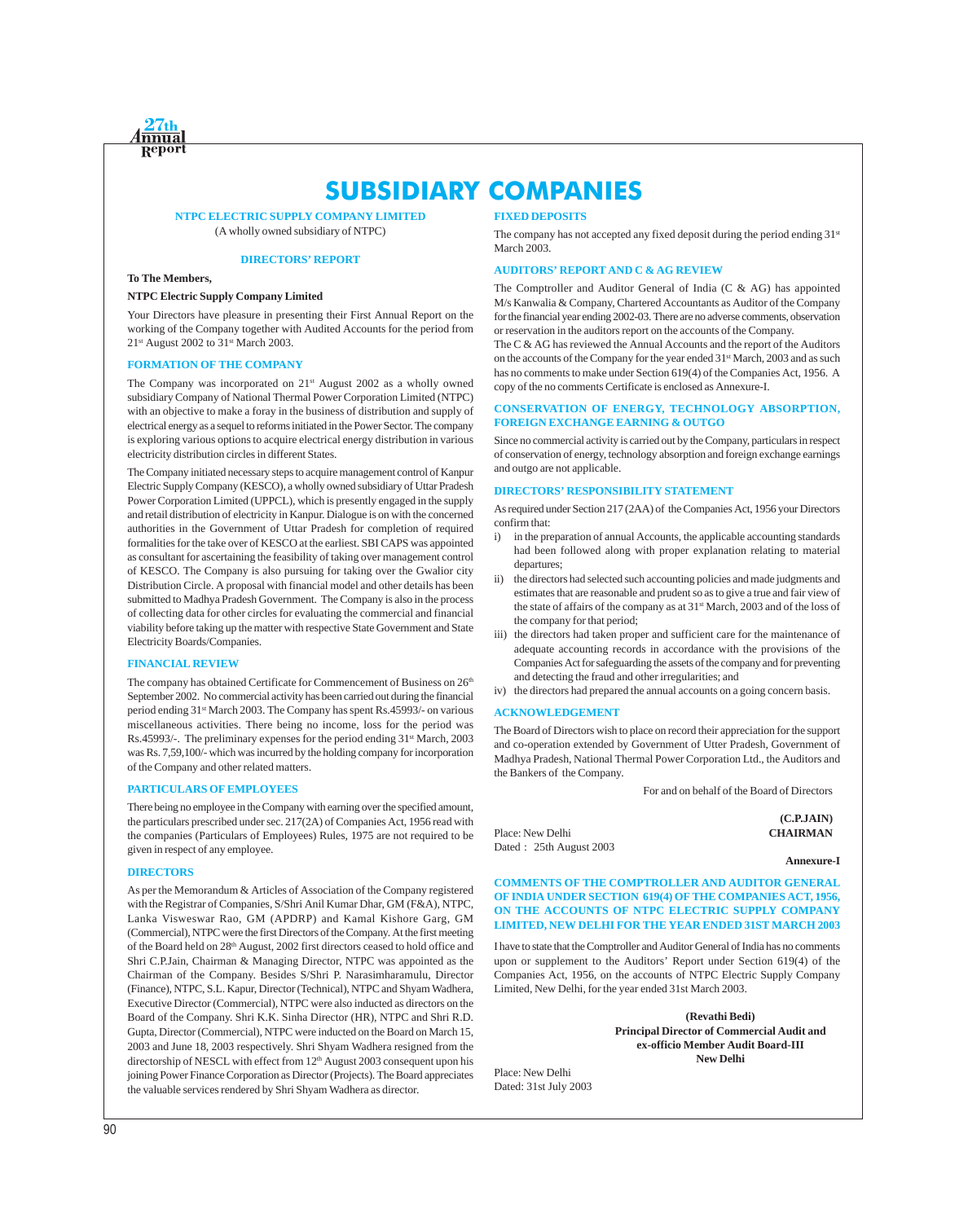# SUBSIDIARY COMPANIES

## NTPC ELECTRIC SUPPLY COMPANY LIMITED

(A wholly owned subsidiary of NTPC)

### DIRECTORS' REPORT

**To The Members,**

**NTPC Electric Supply Company Limited**

Your Directors have pleasure in presenting their First Annual Report on the working of the Company together with Audited Accounts for the period from 21st August 2002 to 31st March 2003.

### FORMATION OF THE COMPANY

The Company was incorporated on 21st August 2002 as a wholly owned subsidiary Company of National Thermal Power Corporation Limited (NTPC) with an objective to make a foray in the business of distribution and supply of electrical energy as a sequel to reforms initiated in the Power Sector. The company is exploring various options to acquire electrical energy distribution in various electricity distribution circles in different States.

The Company initiated necessary steps to acquire management control of Kanpur Electric Supply Company (KESCO), a wholly owned subsidiary of Uttar Pradesh Power Corporation Limited (UPPCL), which is presently engaged in the supply and retail distribution of electricity in Kanpur. Dialogue is on with the concerned authorities in the Government of Uttar Pradesh for completion of required formalities for the take over of KESCO at the earliest. SBI CAPS was appointed as consultant for ascertaining the feasibility of taking over management control of KESCO. The Company is also pursuing for taking over the Gwalior city Distribution Circle. A proposal with financial model and other details has been submitted to Madhya Pradesh Government. The Company is also in the process of collecting data for other circles for evaluating the commercial and financial viability before taking up the matter with respective State Government and State Electricity Boards/Companies.

### FINANCIAL REVIEW

The company has obtained Certificate for Commencement of Business on 26th September 2002. No commercial activity has been carried out during the financial period ending 31st March 2003. The Company has spent Rs.45993/- on various miscellaneous activities. There being no income, loss for the period was Rs.45993/-. The preliminary expenses for the period ending 31st March, 2003 was Rs. 7,59,100/- which was incurred by the holding company for incorporation of the Company and other related matters.

### PARTICULARS OF EMPLOYEES

There being no employee in the Company with earning over the specified amount, the particulars prescribed under sec. 217(2A) of Companies Act, 1956 read with the companies (Particulars of Employees) Rules, 1975 are not required to be given in respect of any employee.

### DIRECTORS

As per the Memorandum & Articles of Association of the Company registered with the Registrar of Companies, S/Shri Anil Kumar Dhar, GM (F&A), NTPC, Lanka Visweswar Rao, GM (APDRP) and Kamal Kishore Garg, GM (Commercial), NTPC were the first Directors of the Company. At the first meeting of the Board held on 28th August, 2002 first directors ceased to hold office and Shri C.P.Jain, Chairman & Managing Director, NTPC was appointed as the Chairman of the Company. Besides S/Shri P. Narasimharamulu, Director (Finance), NTPC, S.L. Kapur, Director (Technical), NTPC and Shyam Wadhera, Executive Director (Commercial), NTPC were also inducted as directors on the Board of the Company. Shri K.K. Sinha Director (HR), NTPC and Shri R.D. Gupta, Director (Commercial), NTPC were inducted on the Board on March 15, 2003 and June 18, 2003 respectively. Shri Shyam Wadhera resigned from the directorship of NESCL with effect from 12th August 2003 consequent upon his joining Power Finance Corporation as Director (Projects). The Board appreciates the valuable services rendered by Shri Shyam Wadhera as director.

### FIXED DEPOSITS

The company has not accepted any fixed deposit during the period ending 31st March 2003.

### AUDITORS' REPORT AND C & AG REVIEW

The Comptroller and Auditor General of India (C & AG) has appointed M/s Kanwalia & Company, Chartered Accountants as Auditor of the Company for the financial year ending 2002-03. There are no adverse comments, observation or reservation in the auditors report on the accounts of the Company.

The C & AG has reviewed the Annual Accounts and the report of the Auditors on the accounts of the Company for the year ended 31st March, 2003 and as such has no comments to make under Section 619(4) of the Companies Act, 1956. A copy of the no comments Certificate is enclosed as Annexure-I.

### CONSERVATION OF ENERGY, TECHNOLOGY ABSORPTION, FOREIGN EXCHANGE EARNING & OUTGO

Since no commercial activity is carried out by the Company, particulars in respect of conservation of energy, technology absorption and foreign exchange earnings and outgo are not applicable.

### DIRECTORS' RESPONSIBILITY STATEMENT

As required under Section 217 (2AA) of the Companies Act, 1956 your Directors confirm that:

i) in the preparation of annual Accounts, the applicable accounting standards had been followed along with proper explanation relating to material departures;

ii) the directors had selected such accounting policies and made judgments and estimates that are reasonable and prudent so as to give a true and fair view of the state of affairs of the company as at 31st March, 2003 and of the loss of the company for that period;

iii) the directors had taken proper and sufficient care for the maintenance of adequate accounting records in accordance with the provisions of the Companies Act for safeguarding the assets of the company and for preventing and detecting the fraud and other irregularities; and

iv) the directors had prepared the annual accounts on a going concern basis.

### ACKNOWLEDGEMENT

The Board of Directors wish to place on record their appreciation for the support and co-operation extended by Government of Utter Pradesh, Government of Madhya Pradesh, National Thermal Power Corporation Ltd., the Auditors and the Bankers of the Company.

For and on behalf of the Board of Directors

**(C.P.JAIN)**
**CHAIRMAN**

Place: New Delhi
Dated : 25th August 2003

**Annexure-I**

### COMMENTS OF THE COMPTROLLER AND AUDITOR GENERAL OF INDIA UNDER SECTION 619(4) OF THE COMPANIES ACT, 1956, ON THE ACCOUNTS OF NTPC ELECTRIC SUPPLY COMPANY LIMITED, NEW DELHI FOR THE YEAR ENDED 31ST MARCH 2003

I have to state that the Comptroller and Auditor General of India has no comments upon or supplement to the Auditors' Report under Section 619(4) of the Companies Act, 1956, on the accounts of NTPC Electric Supply Company Limited, New Delhi, for the year ended 31st March 2003.

**(Revathi Bedi)**
**Principal Director of Commercial Audit and**
**ex-officio Member Audit Board-III**
**New Delhi**

Place: New Delhi
Dated: 31st July 2003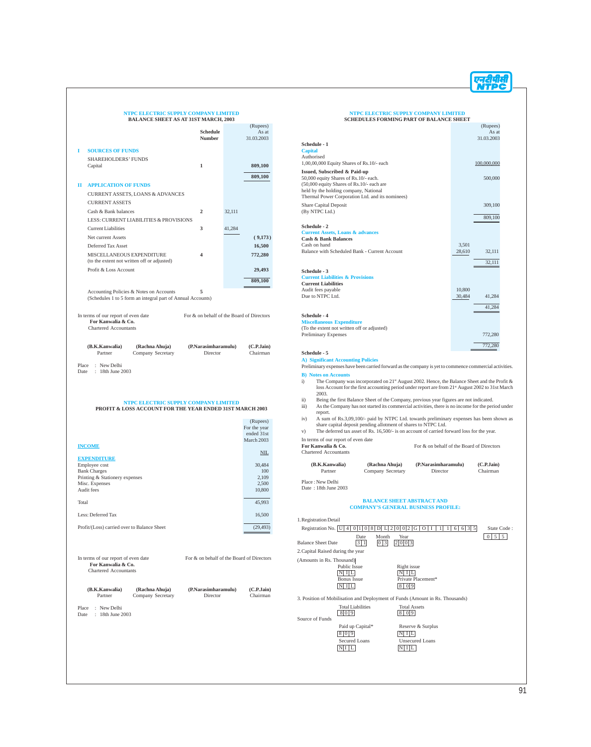## NTPC ELECTRIC SUPPLY COMPANY LIMITED

### BALANCE SHEET AS AT 31ST MARCH, 2003

| | | Schedule Number | | (Rupees) As at 31.03.2003 |
|---|---|---|---|---|
| I | **SOURCES OF FUNDS** | | | |
| | SHAREHOLDERS' FUNDS | | | |
| | Capital | 1 | | 809,100 |
| | | | | **809,100** |
| II | **APPLICATION OF FUNDS** | | | |
| | CURRENT ASSETS, LOANS & ADVANCES | | | |
| | CURRENT ASSETS | | | |
| | Cash & Bank balances | 2 | 32,111 | |
| | LESS: CURRENT LIABILITIES & PROVISIONS | | | |
| | Current Liabilities | 3 | 41,284 | |
| | Net current Assets | | | ( 9,173) |
| | Deferred Tax Asset | | | 16,500 |
| | MISCELLANEOUS EXPENDITURE (to the extent not written off or adjusted) | 4 | | 772,280 |
| | Profit & Loss Account | | | 29,493 |
| | | | | **809,100** |
| | Accounting Policies & Notes on Accounts (Schedules 1 to 5 form an integral part of Annual Accounts) | 5 | | |

In terms of our report of even date
**For Kanwalia & Co.**
Chartered Accountants

For & on behalf of the Board of Directors

| (B.K.Kanwalia) | (Rachna Ahuja) | (P.Narasimharamulu) | (C.P.Jain) |
|---|---|---|---|
| Partner | Company Secretary | Director | Chairman |

Place : New Delhi
Date : 18th June 2003

## NTPC ELECTRIC SUPPLY COMPANY LIMITED

### PROFIT & LOSS ACCOUNT FOR THE YEAR ENDED 31ST MARCH 2003

| | (Rupees) For the year ended 31st March 2003 |
|---|---|
| **INCOME** | NIL |
| **EXPENDITURE** | |
| Employee cost | 30,484 |
| Bank Charges | 100 |
| Printing & Stationery expenses | 2,109 |
| Misc. Expenses | 2,500 |
| Audit fees | 10,800 |
| Total | 45,993 |
| Less: Deferred Tax | 16,500 |
| Profit/(Loss) carried over to Balance Sheet | (29,493) |

In terms of our report of even date
**For Kanwalia & Co.**
Chartered Accountants

For & on behalf of the Board of Directors

| (B.K.Kanwalia) | (Rachna Ahuja) | (P.Narasimharamulu) | (C.P.Jain) |
|---|---|---|---|
| Partner | Company Secretary | Director | Chairman |

Place : New Delhi
Date : 18th June 2003

## NTPC ELECTRIC SUPPLY COMPANY LIMITED

### SCHEDULES FORMING PART OF BALANCE SHEET

| | | (Rupees) As at 31.03.2003 |
|---|---|---|
| **Schedule - 1** | | |
| **Capital** | | |
| Authorised | | |
| 1,00,00,000 Equity Shares of Rs.10/- each | | 100,000,000 |
| **Issued, Subscribed & Paid-up** | | |
| 50,000 equity Shares of Rs.10/- each. (50,000 equity Shares of Rs.10/- each are held by the holding company, National Thermal Power Corporation Ltd. and its nominees) | | 500,000 |
| Share Capital Deposit (By NTPC Ltd.) | | 309,100 |
| | | 809,100 |
| **Schedule - 2** | | |
| **Current Assets, Loans & advances** | | |
| **Cash & Bank Balances** | | |
| Cash on hand | 3,501 | |
| Balance with Scheduled Bank - Current Account | 28,610 | 32,111 |
| | | 32,111 |
| **Schedule - 3** | | |
| **Current Liabilities & Provisions** | | |
| **Current Liabilities** | | |
| Audit fees payable | 10,800 | |
| Due to NTPC Ltd. | 30,484 | 41,284 |
| | | 41,284 |
| **Schedule - 4** | | |
| **Miscellaneous Expenditure** | | |
| (To the extent not written off or adjusted) | | |
| Preliminary Expenses | | 772,280 |
| | | 772,280 |

**Schedule - 5**

**A) Significant Accounting Policies**

Preliminary expenses have been carried forward as the company is yet to commence commercial activities.

**B) Notes on Accounts**

i) The Company was incorporated on 21st August 2002. Hence, the Balance Sheet and the Profit & loss Account for the first accounting period under report are from 21st August 2002 to 31st March 2003.

ii) Being the first Balance Sheet of the Company, previous year figures are not indicated.

iii) As the Company has not started its commercial activities, there is no income for the period under report.

iv) A sum of Rs.3,09,100/- paid by NTPC Ltd. towards preliminary expenses has been shown as share capital deposit pending allotment of shares to NTPC Ltd.

v) The deferred tax asset of Rs. 16,500/- is on account of carried forward loss for the year.

In terms of our report of even date
**For Kanwalia & Co.**
Chartered Accountants

For & on behalf of the Board of Directors

| (B.K.Kanwalia) | (Rachna Ahuja) | (P.Narasimharamulu) | (C.P.Jain) |
|---|---|---|---|
| Partner | Company Secretary | Director | Chairman |

Place : New Delhi
Date : 18th June 2003

### BALANCE SHEET ABSTRACT AND COMPANY'S GENERAL BUSINESS PROFILE:

1.Registration Detail

Registration No. U40108DL2002GOI116635 State Code : 055

Balance Sheet Date: Date 31, Month 03, Year 2003

2.Capital Raised during the year

(Amounts in Rs. Thousand)

| Public Issue | Right issue |
|---|---|
| NIL | NIL |
| Bonus Issue | Private Placement* |
| NIL | 809 |

3. Position of Mobilisation and Deployment of Funds (Amount in Rs. Thousands)

| Total Liabilities | Total Assets |
|---|---|
| 809 | 809 |

Source of Funds

| Paid up Capital* | Reserve & Surplus |
|---|---|
| 809 | NIL |
| Secured Loans | Unsecured Loans |
| NIL | NIL |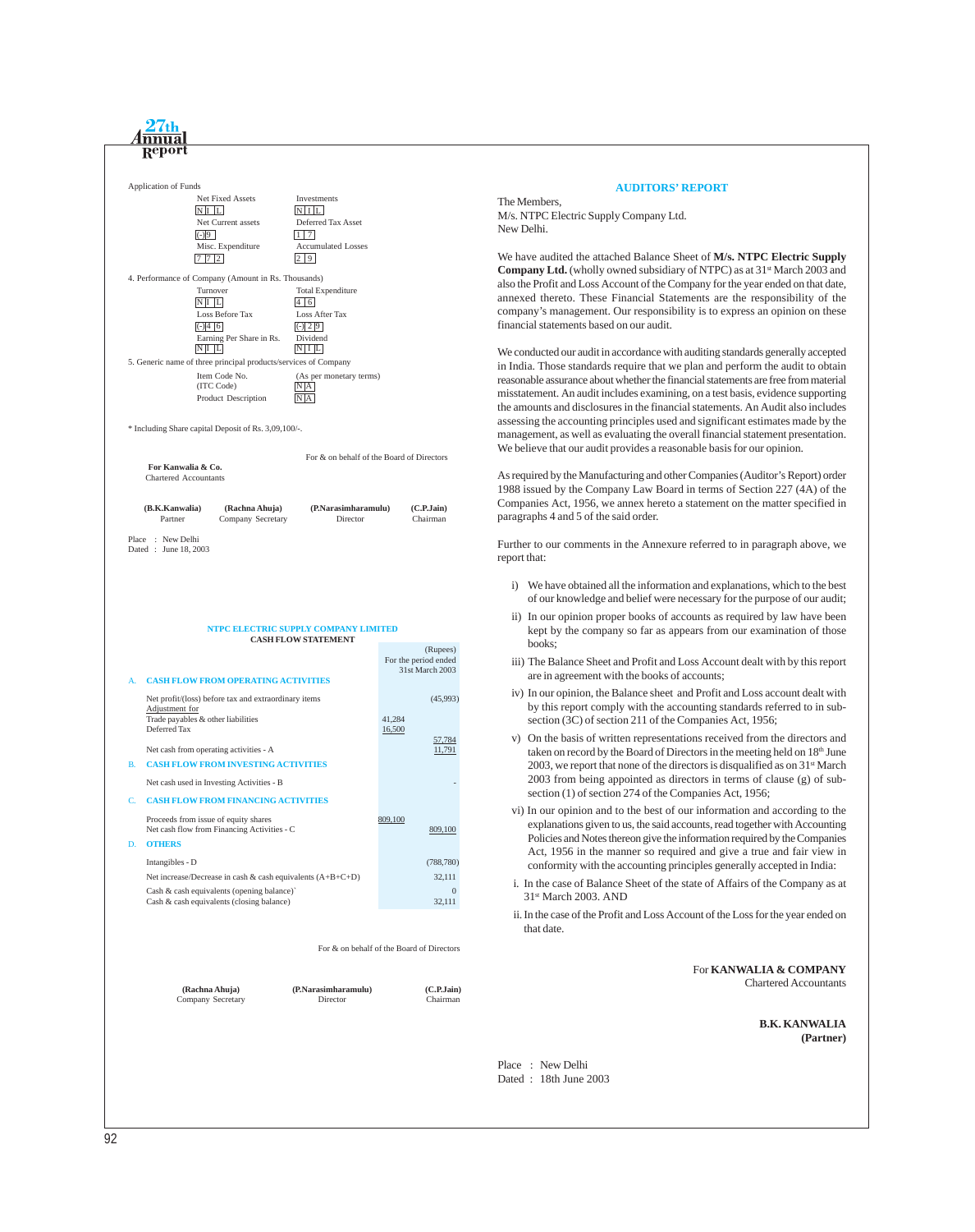Application of Funds

| Net Fixed Assets | Investments |
|---|---|
| N I L | N I L |
| Net Current assets | Deferred Tax Asset |
| (-) 9 | 1 7 |
| Misc. Expenditure | Accumulated Losses |
| 7 7 2 | 2 9 |

4. Performance of Company (Amount in Rs. Thousands)

| Turnover | Total Expenditure |
|---|---|
| N I L | 4 6 |
| Loss Before Tax | Loss After Tax |
| (-) 4 6 | (-) 2 9 |
| Earning Per Share in Rs. | Dividend |
| N I L | N I L |

5. Generic name of three principal products/services of Company

| Item Code No. (ITC Code) | (As per monetary terms) N A |
|---|---|
| Product Description | N A |

\* Including Share capital Deposit of Rs. 3,09,100/-.

For & on behalf of the Board of Directors

**For Kanwalia & Co.**
Chartered Accountants

| **(B.K.Kanwalia)** | **(Rachna Ahuja)** | **(P.Narasimharamulu)** | **(C.P.Jain)** |
|---|---|---|---|
| Partner | Company Secretary | Director | Chairman |

Place : New Delhi
Dated : June 18, 2003

## NTPC ELECTRIC SUPPLY COMPANY LIMITED

### CASH FLOW STATEMENT

| | | | (Rupees) For the period ended 31st March 2003 |
|---|---|---|---|
| A. | **CASH FLOW FROM OPERATING ACTIVITIES** | | |
| | Net profit/(loss) before tax and extraordinary items | | (45,993) |
| | Adjustment for | | |
| | Trade payables & other liabilities | 41,284 | |
| | Deferred Tax | 16,500 | |
| | | | 57,784 |
| | Net cash from operating activities - A | | 11,791 |
| B. | **CASH FLOW FROM INVESTING ACTIVITIES** | | |
| | Net cash used in Investing Activities - B | | - |
| C. | **CASH FLOW FROM FINANCING ACTIVITIES** | | |
| | Proceeds from issue of equity shares | 809,100 | |
| | Net cash flow from Financing Activities - C | | 809,100 |
| D. | **OTHERS** | | |
| | Intangibles - D | | (788,780) |
| | Net increase/Decrease in cash & cash equivalents (A+B+C+D) | | 32,111 |
| | Cash & cash equivalents (opening balance) | | 0 |
| | Cash & cash equivalents (closing balance) | | 32,111 |

For & on behalf of the Board of Directors

| **(Rachna Ahuja)** | **(P.Narasimharamulu)** | **(C.P.Jain)** |
|---|---|---|
| Company Secretary | Director | Chairman |

## AUDITORS' REPORT

The Members,
M/s. NTPC Electric Supply Company Ltd.
New Delhi.

We have audited the attached Balance Sheet of **M/s. NTPC Electric Supply Company Ltd.** (wholly owned subsidiary of NTPC) as at 31st March 2003 and also the Profit and Loss Account of the Company for the year ended on that date, annexed thereto. These Financial Statements are the responsibility of the company's management. Our responsibility is to express an opinion on these financial statements based on our audit.

We conducted our audit in accordance with auditing standards generally accepted in India. Those standards require that we plan and perform the audit to obtain reasonable assurance about whether the financial statements are free from material misstatement. An audit includes examining, on a test basis, evidence supporting the amounts and disclosures in the financial statements. An Audit also includes assessing the accounting principles used and significant estimates made by the management, as well as evaluating the overall financial statement presentation. We believe that our audit provides a reasonable basis for our opinion.

As required by the Manufacturing and other Companies (Auditor's Report) order 1988 issued by the Company Law Board in terms of Section 227 (4A) of the Companies Act, 1956, we annex hereto a statement on the matter specified in paragraphs 4 and 5 of the said order.

Further to our comments in the Annexure referred to in paragraph above, we report that:

i) We have obtained all the information and explanations, which to the best of our knowledge and belief were necessary for the purpose of our audit;

ii) In our opinion proper books of accounts as required by law have been kept by the company so far as appears from our examination of those books;

iii) The Balance Sheet and Profit and Loss Account dealt with by this report are in agreement with the books of accounts;

iv) In our opinion, the Balance sheet and Profit and Loss account dealt with by this report comply with the accounting standards referred to in sub-section (3C) of section 211 of the Companies Act, 1956;

v) On the basis of written representations received from the directors and taken on record by the Board of Directors in the meeting held on 18th June 2003, we report that none of the directors is disqualified as on 31st March 2003 from being appointed as directors in terms of clause (g) of sub-section (1) of section 274 of the Companies Act, 1956;

vi) In our opinion and to the best of our information and according to the explanations given to us, the said accounts, read together with Accounting Policies and Notes thereon give the information required by the Companies Act, 1956 in the manner so required and give a true and fair view in conformity with the accounting principles generally accepted in India:

i. In the case of Balance Sheet of the state of Affairs of the Company as at 31st March 2003. AND

ii. In the case of the Profit and Loss Account of the Loss for the year ended on that date.

For **KANWALIA & COMPANY**
Chartered Accountants

**B.K. KANWALIA**
**(Partner)**

Place : New Delhi
Dated : 18th June 2003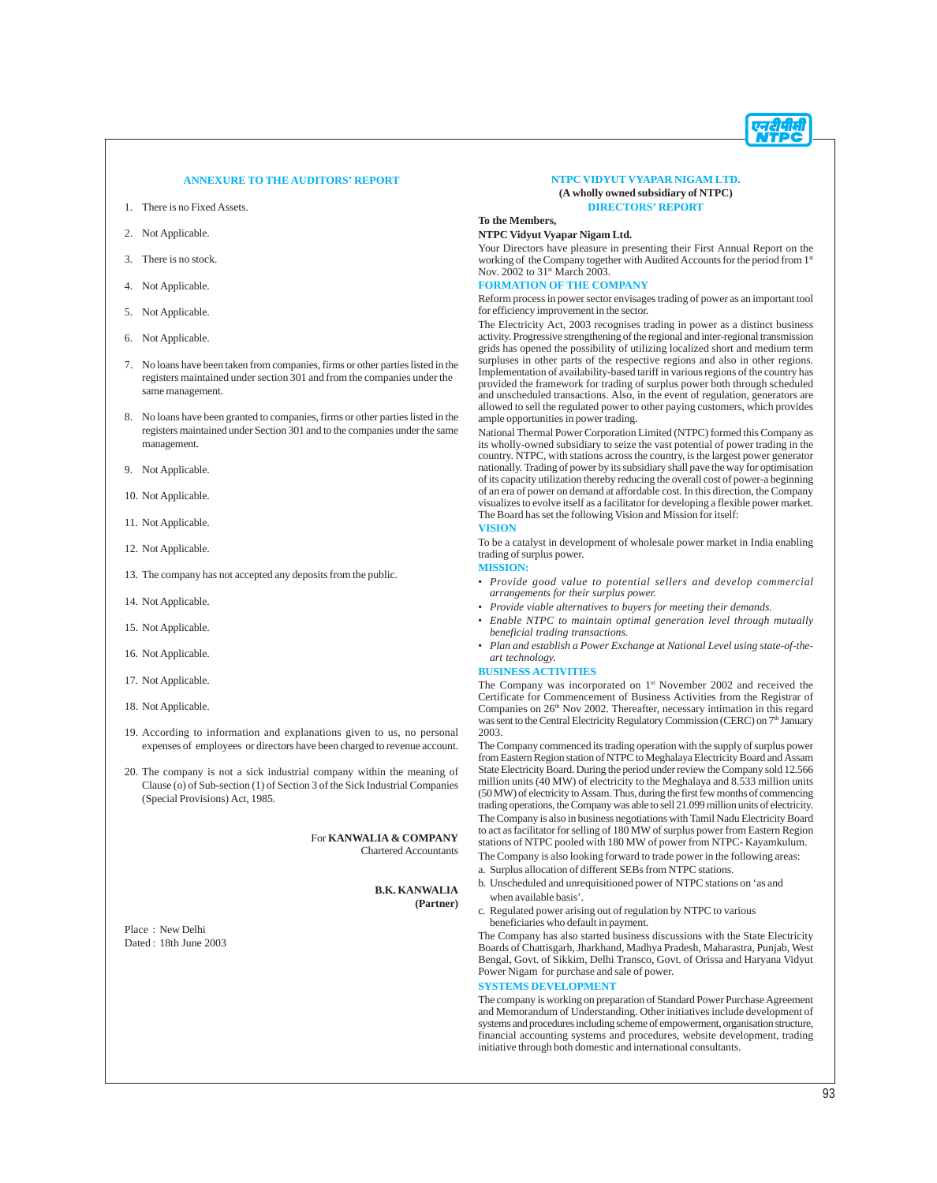## ANNEXURE TO THE AUDITORS' REPORT

1. There is no Fixed Assets.
2. Not Applicable.
3. There is no stock.
4. Not Applicable.
5. Not Applicable.
6. Not Applicable.
7. No loans have been taken from companies, firms or other parties listed in the registers maintained under section 301 and from the companies under the same management.
8. No loans have been granted to companies, firms or other parties listed in the registers maintained under Section 301 and to the companies under the same management.
9. Not Applicable.
10. Not Applicable.
11. Not Applicable.
12. Not Applicable.
13. The company has not accepted any deposits from the public.
14. Not Applicable.
15. Not Applicable.
16. Not Applicable.
17. Not Applicable.
18. Not Applicable.
19. According to information and explanations given to us, no personal expenses of employees or directors have been charged to revenue account.
20. The company is not a sick industrial company within the meaning of Clause (o) of Sub-section (1) of Section 3 of the Sick Industrial Companies (Special Provisions) Act, 1985.

For **KANWALIA & COMPANY**
Chartered Accountants

**B.K. KANWALIA**
**(Partner)**

Place : New Delhi
Dated : 18th June 2003

## NTPC VIDYUT VYAPAR NIGAM LTD.

**(A wholly owned subsidiary of NTPC)**

## DIRECTORS' REPORT

**To the Members,**

**NTPC Vidyut Vyapar Nigam Ltd.**

Your Directors have pleasure in presenting their First Annual Report on the working of the Company together with Audited Accounts for the period from 1st Nov. 2002 to 31st March 2003.

### FORMATION OF THE COMPANY

Reform process in power sector envisages trading of power as an important tool for efficiency improvement in the sector.

The Electricity Act, 2003 recognises trading in power as a distinct business activity. Progressive strengthening of the regional and inter-regional transmission grids has opened the possibility of utilizing localized short and medium term surpluses in other parts of the respective regions and also in other regions. Implementation of availability-based tariff in various regions of the country has provided the framework for trading of surplus power both through scheduled and unscheduled transactions. Also, in the event of regulation, generators are allowed to sell the regulated power to other paying customers, which provides ample opportunities in power trading.

National Thermal Power Corporation Limited (NTPC) formed this Company as its wholly-owned subsidiary to seize the vast potential of power trading in the country. NTPC, with stations across the country, is the largest power generator nationally. Trading of power by its subsidiary shall pave the way for optimisation of its capacity utilization thereby reducing the overall cost of power-a beginning of an era of power on demand at affordable cost. In this direction, the Company visualizes to evolve itself as a facilitator for developing a flexible power market. The Board has set the following Vision and Mission for itself:

### VISION

To be a catalyst in development of wholesale power market in India enabling trading of surplus power.

### MISSION:

- *Provide good value to potential sellers and develop commercial arrangements for their surplus power.*
- *Provide viable alternatives to buyers for meeting their demands.*
- *Enable NTPC to maintain optimal generation level through mutually beneficial trading transactions.*
- *Plan and establish a Power Exchange at National Level using state-of-the-art technology.*

### BUSINESS ACTIVITIES

The Company was incorporated on 1st November 2002 and received the Certificate for Commencement of Business Activities from the Registrar of Companies on 26th Nov 2002. Thereafter, necessary intimation in this regard was sent to the Central Electricity Regulatory Commission (CERC) on 7th January 2003.

The Company commenced its trading operation with the supply of surplus power from Eastern Region station of NTPC to Meghalaya Electricity Board and Assam State Electricity Board. During the period under review the Company sold 12.566 million units (40 MW) of electricity to the Meghalaya and 8.533 million units (50 MW) of electricity to Assam. Thus, during the first few months of commencing trading operations, the Company was able to sell 21.099 million units of electricity.

The Company is also in business negotiations with Tamil Nadu Electricity Board to act as facilitator for selling of 180 MW of surplus power from Eastern Region stations of NTPC pooled with 180 MW of power from NTPC- Kayamkulum.

The Company is also looking forward to trade power in the following areas:

a. Surplus allocation of different SEBs from NTPC stations.
b. Unscheduled and unrequisitioned power of NTPC stations on 'as and when available basis'.
c. Regulated power arising out of regulation by NTPC to various beneficiaries who default in payment.

The Company has also started business discussions with the State Electricity Boards of Chattisgarh, Jharkhand, Madhya Pradesh, Maharastra, Punjab, West Bengal, Govt. of Sikkim, Delhi Transco, Govt. of Orissa and Haryana Vidyut Power Nigam for purchase and sale of power.

### SYSTEMS DEVELOPMENT

The company is working on preparation of Standard Power Purchase Agreement and Memorandum of Understanding. Other initiatives include development of systems and procedures including scheme of empowerment, organisation structure, financial accounting systems and procedures, website development, trading initiative through both domestic and international consultants.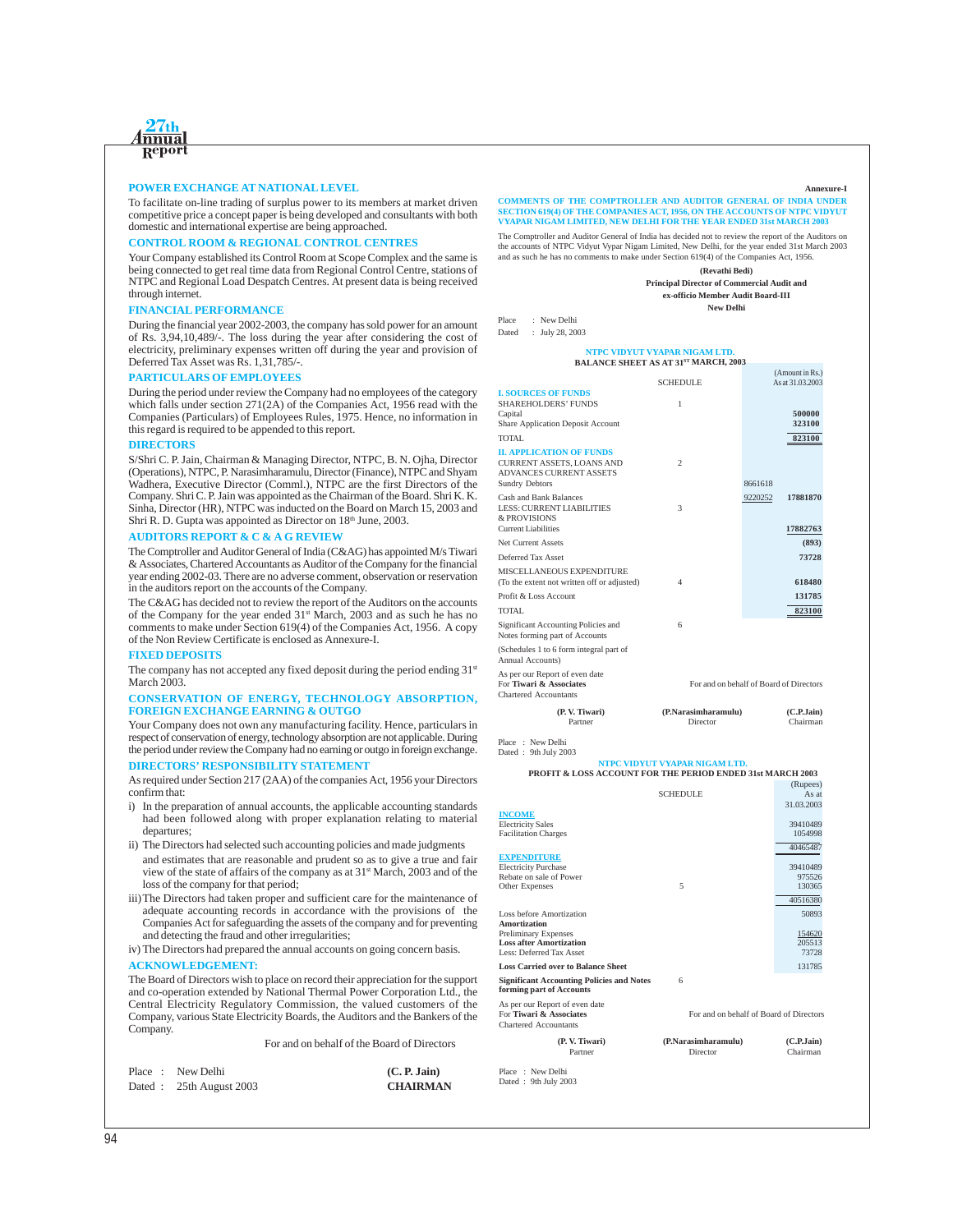## POWER EXCHANGE AT NATIONAL LEVEL

To facilitate on-line trading of surplus power to its members at market driven competitive price a concept paper is being developed and consultants with both domestic and international expertise are being approached.

## CONTROL ROOM & REGIONAL CONTROL CENTRES

Your Company established its Control Room at Scope Complex and the same is being connected to get real time data from Regional Control Centre, stations of NTPC and Regional Load Despatch Centres. At present data is being received through internet.

## FINANCIAL PERFORMANCE

During the financial year 2002-2003, the company has sold power for an amount of Rs. 3,94,10,489/-. The loss during the year after considering the cost of electricity, preliminary expenses written off during the year and provision of Deferred Tax Asset was Rs. 1,31,785/-.

## PARTICULARS OF EMPLOYEES

During the period under review the Company had no employees of the category which falls under section 271(2A) of the Companies Act, 1956 read with the Companies (Particulars) of Employees Rules, 1975. Hence, no information in this regard is required to be appended to this report.

## DIRECTORS

S/Shri C. P. Jain, Chairman & Managing Director, NTPC, B. N. Ojha, Director (Operations), NTPC, P. Narasimharamulu, Director (Finance), NTPC and Shyam Wadhera, Executive Director (Comml.), NTPC are the first Directors of the Company. Shri C. P. Jain was appointed as the Chairman of the Board. Shri K. K. Sinha, Director (HR), NTPC was inducted on the Board on March 15, 2003 and Shri R. D. Gupta was appointed as Director on 18th June, 2003.

## AUDITORS REPORT & C & A G REVIEW

The Comptroller and Auditor General of India (C&AG) has appointed M/s Tiwari & Associates, Chartered Accountants as Auditor of the Company for the financial year ending 2002-03. There are no adverse comment, observation or reservation in the auditors report on the accounts of the Company.

The C&AG has decided not to review the report of the Auditors on the accounts of the Company for the year ended 31st March, 2003 and as such he has no comments to make under Section 619(4) of the Companies Act, 1956. A copy of the Non Review Certificate is enclosed as Annexure-I.

## FIXED DEPOSITS

The company has not accepted any fixed deposit during the period ending 31st March 2003.

## CONSERVATION OF ENERGY, TECHNOLOGY ABSORPTION, FOREIGN EXCHANGE EARNING & OUTGO

Your Company does not own any manufacturing facility. Hence, particulars in respect of conservation of energy, technology absorption are not applicable. During the period under review the Company had no earning or outgo in foreign exchange.

## DIRECTORS' RESPONSIBILITY STATEMENT

As required under Section 217 (2AA) of the companies Act, 1956 your Directors confirm that:

i) In the preparation of annual accounts, the applicable accounting standards had been followed along with proper explanation relating to material departures;

ii) The Directors had selected such accounting policies and made judgments and estimates that are reasonable and prudent so as to give a true and fair view of the state of affairs of the company as at 31st March, 2003 and of the loss of the company for that period;

iii) The Directors had taken proper and sufficient care for the maintenance of adequate accounting records in accordance with the provisions of the Companies Act for safeguarding the assets of the company and for preventing and detecting the fraud and other irregularities;

iv) The Directors had prepared the annual accounts on going concern basis.

## ACKNOWLEDGEMENT:

The Board of Directors wish to place on record their appreciation for the support and co-operation extended by National Thermal Power Corporation Ltd., the Central Electricity Regulatory Commission, the valued customers of the Company, various State Electricity Boards, the Auditors and the Bankers of the Company.

For and on behalf of the Board of Directors

Place : New Delhi
Dated : 25th August 2003

**(C. P. Jain)**
**CHAIRMAN**

**Annexure-I**

### COMMENTS OF THE COMPTROLLER AND AUDITOR GENERAL OF INDIA UNDER SECTION 619(4) OF THE COMPANIES ACT, 1956, ON THE ACCOUNTS OF NTPC VIDYUT VYAPAR NIGAM LIMITED, NEW DELHI FOR THE YEAR ENDED 31st MARCH 2003

The Comptroller and Auditor General of India has decided not to review the report of the Auditors on the accounts of NTPC Vidyut Vypar Nigam Limited, New Delhi, for the year ended 31st March 2003 and as such he has no comments to make under Section 619(4) of the Companies Act, 1956.

**(Revathi Bedi)**
**Principal Director of Commercial Audit and**
**ex-officio Member Audit Board-III**
**New Delhi**

Place : New Delhi
Dated : July 28, 2003

### NTPC VIDYUT VYAPAR NIGAM LTD.
### BALANCE SHEET AS AT 31ST MARCH, 2003

| | SCHEDULE | | (Amount in Rs.) As at 31.03.2003 |
|---|---|---|---|
| **I. SOURCES OF FUNDS** | | | |
| SHAREHOLDERS' FUNDS | 1 | | |
| Capital | | | **500000** |
| Share Application Deposit Account | | | **323100** |
| TOTAL | | | **823100** |
| **II. APPLICATION OF FUNDS** | | | |
| CURRENT ASSETS, LOANS AND ADVANCES CURRENT ASSETS | 2 | | |
| Sundry Debtors | | 8661618 | |
| Cash and Bank Balances | | 9220252 | **17881870** |
| LESS: CURRENT LIABILITIES & PROVISIONS | 3 | | |
| Current Liabilities | | | **17882763** |
| Net Current Assets | | | **(893)** |
| Deferred Tax Asset | | | **73728** |
| MISCELLANEOUS EXPENDITURE (To the extent not written off or adjusted) | 4 | | **618480** |
| Profit & Loss Account | | | **131785** |
| TOTAL | | | **823100** |
| Significant Accounting Policies and Notes forming part of Accounts | 6 | | |
| (Schedules 1 to 6 form integral part of Annual Accounts) | | | |

As per our Report of even date
For **Tiwari & Associates**
Chartered Accountants

For and on behalf of Board of Directors

| **(P. V. Tiwari)** | **(P.Narasimharamulu)** | **(C.P.Jain)** |
|---|---|---|
| Partner | Director | Chairman |

Place : New Delhi
Dated : 9th July 2003

### NTPC VIDYUT VYAPAR NIGAM LTD.
### PROFIT & LOSS ACCOUNT FOR THE PERIOD ENDED 31st MARCH 2003

| | SCHEDULE | (Rupees) As at 31.03.2003 |
|---|---|---|
| **INCOME** | | |
| Electricity Sales | | 39410489 |
| Facilitation Charges | | 1054998 |
| | | 40465487 |
| **EXPENDITURE** | | |
| Electricity Purchase | | 39410489 |
| Rebate on sale of Power | | 975526 |
| Other Expenses | 5 | 130365 |
| | | 40516380 |
| Loss before Amortization | | 50893 |
| **Amortization** | | |
| Preliminary Expenses | | 154620 |
| **Loss after Amortization** | | 205513 |
| Less: Deferred Tax Asset | | 73728 |
| **Loss Carried over to Balance Sheet** | | 131785 |
| **Significant Accounting Policies and Notes forming part of Accounts** | 6 | |

As per our Report of even date
For **Tiwari & Associates**
Chartered Accountants

For and on behalf of Board of Directors

| **(P. V. Tiwari)** | **(P.Narasimharamulu)** | **(C.P.Jain)** |
|---|---|---|
| Partner | Director | Chairman |

Place : New Delhi
Dated : 9th July 2003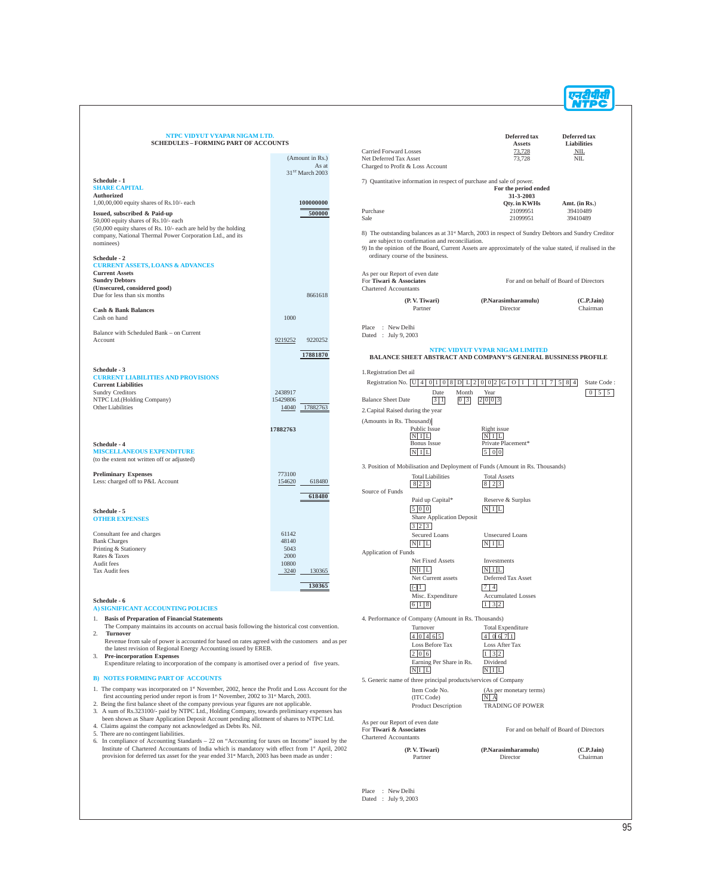## NTPC VIDYUT VYAPAR NIGAM LTD.
### SCHEDULES – FORMING PART OF ACCOUNTS

| | | (Amount in Rs.) As at 31ST March 2003 |
|---|---|---|
| **Schedule - 1** | | |
| **SHARE CAPITAL** | | |
| **Authorized** | | |
| 1,00,00,000 equity shares of Rs.10/- each | | **100000000** |
| **Issued, subscribed & Paid-up** | | **500000** |
| 50,000 equity shares of Rs.10/- each | | |
| (50,000 equity shares of Rs. 10/- each are held by the holding company, National Thermal Power Corporation Ltd., and its nominees) | | |
| **Schedule - 2** | | |
| **CURRENT ASSETS, LOANS & ADVANCES** | | |
| **Current Assets** | | |
| **Sundry Debtors** | | |
| **(Unsecured, considered good)** | | |
| Due for less than six months | | 8661618 |
| **Cash & Bank Balances** | | |
| Cash on hand | 1000 | |
| Balance with Scheduled Bank – on Current Account | 9219252 | 9220252 |
| | | **17881870** |
| **Schedule - 3** | | |
| **CURRENT LIABILITIES AND PROVISIONS** | | |
| **Current Liabilities** | | |
| Sundry Creditors | 2438917 | |
| NTPC Ltd.(Holding Company) | 15429806 | |
| Other Liabilities | 14040 | 17882763 |
| | **17882763** | |
| **Schedule - 4** | | |
| **MISCELLANEOUS EXPENDITURE** | | |
| (to the extent not written off or adjusted) | | |
| **Preliminary Expenses** | 773100 | |
| Less: charged off to P&L Account | 154620 | 618480 |
| | | **618480** |
| **Schedule - 5** | | |
| **OTHER EXPENSES** | | |
| Consultant fee and charges | 61142 | |
| Bank Charges | 48140 | |
| Printing & Stationery | 5043 | |
| Rates & Taxes | 2000 | |
| Audit fees | 10800 | |
| Tax Audit fees | 3240 | 130365 |
| | | **130365** |

**Schedule - 6**

**A) SIGNIFICANT ACCOUNTING POLICIES**

1. **Basis of Preparation of Financial Statements**
   The Company maintains its accounts on accrual basis following the historical cost convention.
2. **Turnover**
   Revenue from sale of power is accounted for based on rates agreed with the customers and as per the latest revision of Regional Energy Accounting issued by EREB.
3. **Pre-incorporation Expenses**
   Expenditure relating to incorporation of the company is amortised over a period of five years.

**B) NOTES FORMING PART OF ACCOUNTS**

1. The company was incorporated on 1st November, 2002, hence the Profit and Loss Account for the first accounting period under report is from 1st November, 2002 to 31st March, 2003.
2. Being the first balance sheet of the company previous year figures are not applicable.
3. A sum of Rs.323100/- paid by NTPC Ltd., Holding Company, towards preliminary expenses has been shown as Share Application Deposit Account pending allotment of shares to NTPC Ltd.
4. Claims against the company not acknowledged as Debts Rs. Nil.
5. There are no contingent liabilities.
6. In compliance of Accounting Standards – 22 on "Accounting for taxes on Income" issued by the Institute of Chartered Accountants of India which is mandatory with effect from 1st April, 2002 provision for deferred tax asset for the year ended 31st March, 2003 has been made as under :

| | Deferred tax Assets | Deferred tax Liabilities |
|---|---|---|
| Carried Forward Losses | 73,728 | NIL |
| Net Deferred Tax Asset | 73,728 | NIL |
| Charged to Profit & Loss Account | | |

7) Quantitative information in respect of purchase and sale of power.

| | For the period ended 31-3-2003 Qty. in KWHs | Amt. (in Rs.) |
|---|---|---|
| Purchase | 21099951 | 39410489 |
| Sale | 21099951 | 39410489 |

8) The outstanding balances as at 31st March, 2003 in respect of Sundry Debtors and Sundry Creditor are subject to confirmation and reconciliation.

9) In the opinion of the Board, Current Assets are approximately of the value stated, if realised in the ordinary course of the business.

As per our Report of even date
For **Tiwari & Associates**
Chartered Accountants

For and on behalf of Board of Directors

| **(P. V. Tiwari)** | **(P.Narasimharamulu)** | **(C.P.Jain)** |
|---|---|---|
| Partner | Director | Chairman |

Place : New Delhi
Dated : July 9, 2003

## NTPC VIDYUT VYAPAR NIGAM LIMITED
### BALANCE SHEET ABSTRACT AND COMPANY'S GENERAL BUSSINESS PROFILE

1. Registration Det ail

Registration No. U 4 0 1 0 8 D L 2 0 0 2 G O I 1 1 7 5 8 4 — State Code : 0 5 5

Balance Sheet Date — Date: 3 1, Month: 0 3, Year: 2 0 0 3

2. Capital Raised during the year

(Amounts in Rs. Thousand)

| Public Issue | Right issue |
|---|---|
| NIL | NIL |
| **Bonus Issue** | **Private Placement*** |
| NIL | 500 |

3. Position of Mobilisation and Deployment of Funds (Amount in Rs. Thousands)

| Total Liabilities | Total Assets |
|---|---|
| 823 | 823 |

Source of Funds

| Paid up Capital* | Reserve & Surplus |
|---|---|
| 500 | NIL |
| Share Application Deposit | |
| 323 | |
| Secured Loans | Unsecured Loans |
| NIL | NIL |

Application of Funds

| Net Fixed Assets | Investments |
|---|---|
| NIL | NIL |
| Net Current assets | Deferred Tax Asset |
| (-)1 | 74 |
| Misc. Expenditure | Accumulated Losses |
| 618 | 132 |

4. Performance of Company (Amount in Rs. Thousands)

| Turnover | Total Expenditure |
|---|---|
| 40465 | 40671 |
| Loss Before Tax | Loss After Tax |
| 206 | 132 |
| Earning Per Share in Rs. | Dividend |
| NIL | NIL |

5. Generic name of three principal products/services of Company

| Item Code No. (ITC Code) | (As per monetary terms) NA |
|---|---|
| Product Description | TRADING OF POWER |

As per our Report of even date
For **Tiwari & Associates**
Chartered Accountants

For and on behalf of Board of Directors

| **(P. V. Tiwari)** | **(P.Narasimharamulu)** | **(C.P.Jain)** |
|---|---|---|
| Partner | Director | Chairman |

Place : New Delhi
Dated : July 9, 2003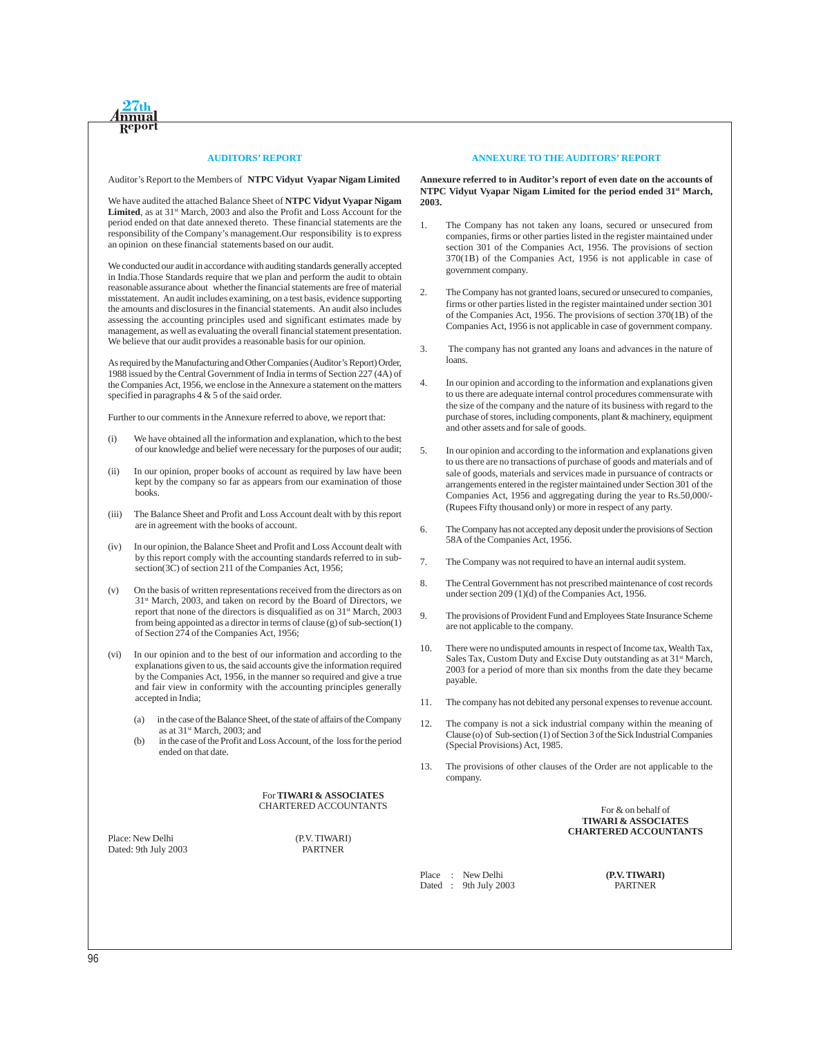## AUDITORS' REPORT

Auditor's Report to the Members of **NTPC Vidyut Vyapar Nigam Limited**

We have audited the attached Balance Sheet of **NTPC Vidyut Vyapar Nigam Limited**, as at 31st March, 2003 and also the Profit and Loss Account for the period ended on that date annexed thereto. These financial statements are the responsibility of the Company's management.Our responsibility is to express an opinion on these financial statements based on our audit.

We conducted our audit in accordance with auditing standards generally accepted in India.Those Standards require that we plan and perform the audit to obtain reasonable assurance about whether the financial statements are free of material misstatement. An audit includes examining, on a test basis, evidence supporting the amounts and disclosures in the financial statements. An audit also includes assessing the accounting principles used and significant estimates made by management, as well as evaluating the overall financial statement presentation. We believe that our audit provides a reasonable basis for our opinion.

As required by the Manufacturing and Other Companies (Auditor's Report) Order, 1988 issued by the Central Government of India in terms of Section 227 (4A) of the Companies Act, 1956, we enclose in the Annexure a statement on the matters specified in paragraphs 4 & 5 of the said order.

Further to our comments in the Annexure referred to above, we report that:

(i) We have obtained all the information and explanation, which to the best of our knowledge and belief were necessary for the purposes of our audit;

(ii) In our opinion, proper books of account as required by law have been kept by the company so far as appears from our examination of those books.

(iii) The Balance Sheet and Profit and Loss Account dealt with by this report are in agreement with the books of account.

(iv) In our opinion, the Balance Sheet and Profit and Loss Account dealt with by this report comply with the accounting standards referred to in sub-section(3C) of section 211 of the Companies Act, 1956;

(v) On the basis of written representations received from the directors as on 31st March, 2003, and taken on record by the Board of Directors, we report that none of the directors is disqualified as on 31st March, 2003 from being appointed as a director in terms of clause (g) of sub-section(1) of Section 274 of the Companies Act, 1956;

(vi) In our opinion and to the best of our information and according to the explanations given to us, the said accounts give the information required by the Companies Act, 1956, in the manner so required and give a true and fair view in conformity with the accounting principles generally accepted in India;

 (a) in the case of the Balance Sheet, of the state of affairs of the Company as at 31st March, 2003; and

 (b) in the case of the Profit and Loss Account, of the loss for the period ended on that date.

For **TIWARI & ASSOCIATES**
CHARTERED ACCOUNTANTS

Place: New Delhi
Dated: 9th July 2003

(P.V. TIWARI)
PARTNER

## ANNEXURE TO THE AUDITORS' REPORT

**Annexure referred to in Auditor's report of even date on the accounts of NTPC Vidyut Vyapar Nigam Limited for the period ended 31st March, 2003.**

1. The Company has not taken any loans, secured or unsecured from companies, firms or other parties listed in the register maintained under section 301 of the Companies Act, 1956. The provisions of section 370(1B) of the Companies Act, 1956 is not applicable in case of government company.

2. The Company has not granted loans, secured or unsecured to companies, firms or other parties listed in the register maintained under section 301 of the Companies Act, 1956. The provisions of section 370(1B) of the Companies Act, 1956 is not applicable in case of government company.

3. The company has not granted any loans and advances in the nature of loans.

4. In our opinion and according to the information and explanations given to us there are adequate internal control procedures commensurate with the size of the company and the nature of its business with regard to the purchase of stores, including components, plant & machinery, equipment and other assets and for sale of goods.

5. In our opinion and according to the information and explanations given to us there are no transactions of purchase of goods and materials and of sale of goods, materials and services made in pursuance of contracts or arrangements entered in the register maintained under Section 301 of the Companies Act, 1956 and aggregating during the year to Rs.50,000/- (Rupees Fifty thousand only) or more in respect of any party.

6. The Company has not accepted any deposit under the provisions of Section 58A of the Companies Act, 1956.

7. The Company was not required to have an internal audit system.

8. The Central Government has not prescribed maintenance of cost records under section 209 (1)(d) of the Companies Act, 1956.

9. The provisions of Provident Fund and Employees State Insurance Scheme are not applicable to the company.

10. There were no undisputed amounts in respect of Income tax, Wealth Tax, Sales Tax, Custom Duty and Excise Duty outstanding as at 31st March, 2003 for a period of more than six months from the date they became payable.

11. The company has not debited any personal expenses to revenue account.

12. The company is not a sick industrial company within the meaning of Clause (o) of Sub-section (1) of Section 3 of the Sick Industrial Companies (Special Provisions) Act, 1985.

13. The provisions of other clauses of the Order are not applicable to the company.

For & on behalf of
**TIWARI & ASSOCIATES**
**CHARTERED ACCOUNTANTS**

Place : New Delhi
Dated : 9th July 2003

**(P.V. TIWARI)**
PARTNER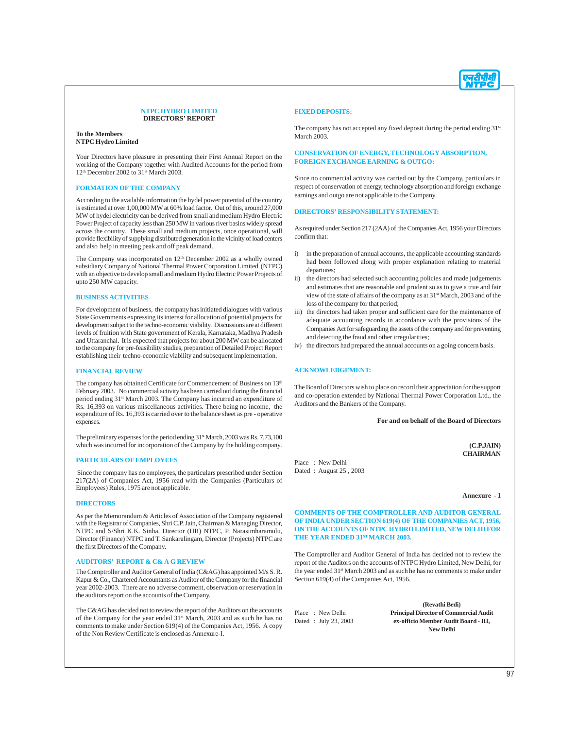## NTPC HYDRO LIMITED
## DIRECTORS' REPORT

**To the Members**
**NTPC Hydro Limited**

Your Directors have pleasure in presenting their First Annual Report on the working of the Company together with Audited Accounts for the period from 12th December 2002 to 31st March 2003.

### FORMATION OF THE COMPANY

According to the available information the hydel power potential of the country is estimated at over 1,00,000 MW at 60% load factor. Out of this, around 27,000 MW of hydel electricity can be derived from small and medium Hydro Electric Power Project of capacity less than 250 MW in various river basins widely spread across the country. These small and medium projects, once operational, will provide flexibility of supplying distributed generation in the vicinity of load centers and also help in meeting peak and off peak demand.

The Company was incorporated on 12th December 2002 as a wholly owned subsidiary Company of National Thermal Power Corporation Limited (NTPC) with an objective to develop small and medium Hydro Electric Power Projects of upto 250 MW capacity.

### BUSINESS ACTIVITIES

For development of business, the company has initiated dialogues with various State Governments expressing its interest for allocation of potential projects for development subject to the techno-economic viability. Discussions are at different levels of fruition with State government of Kerala, Karnataka, Madhya Pradesh and Uttaranchal. It is expected that projects for about 200 MW can be allocated to the company for pre-feasibility studies, preparation of Detailed Project Report establishing their techno-economic viability and subsequent implementation.

### FINANCIAL REVIEW

The company has obtained Certificate for Commencement of Business on 13th February 2003. No commercial activity has been carried out during the financial period ending 31st March 2003. The Company has incurred an expenditure of Rs. 16,393 on various miscellaneous activities. There being no income, the expenditure of Rs. 16,393 is carried over to the balance sheet as pre - operative expenses.

The preliminary expenses for the period ending 31st March, 2003 was Rs. 7,73,100 which was incurred for incorporation of the Company by the holding company.

### PARTICULARS OF EMPLOYEES

Since the company has no employees, the particulars prescribed under Section 217(2A) of Companies Act, 1956 read with the Companies (Particulars of Employees) Rules, 1975 are not applicable.

### DIRECTORS

As per the Memorandum & Articles of Association of the Company registered with the Registrar of Companies, Shri C.P. Jain, Chairman & Managing Director, NTPC and S/Shri K.K. Sinha, Director (HR) NTPC, P. Narasimharamulu, Director (Finance) NTPC and T. Sankaralingam, Director (Projects) NTPC are the first Directors of the Company.

### AUDITORS' REPORT & C& A G REVIEW

The Comptroller and Auditor General of India (C&AG) has appointed M/s S. R. Kapur & Co., Chartered Accountants as Auditor of the Company for the financial year 2002-2003. There are no adverse comment, observation or reservation in the auditors report on the accounts of the Company.

The C&AG has decided not to review the report of the Auditors on the accounts of the Company for the year ended 31st March, 2003 and as such he has no comments to make under Section 619(4) of the Companies Act, 1956. A copy of the Non Review Certificate is enclosed as Annexure-I.

### FIXED DEPOSITS:

The company has not accepted any fixed deposit during the period ending 31st March 2003.

### CONSERVATION OF ENERGY, TECHNOLOGY ABSORPTION, FOREIGN EXCHANGE EARNING & OUTGO:

Since no commercial activity was carried out by the Company, particulars in respect of conservation of energy, technology absorption and foreign exchange earnings and outgo are not applicable to the Company.

### DIRECTORS' RESPONSIBILITY STATEMENT:

As required under Section 217 (2AA) of the Companies Act, 1956 your Directors confirm that:

i) in the preparation of annual accounts, the applicable accounting standards had been followed along with proper explanation relating to material departures;
ii) the directors had selected such accounting policies and made judgements and estimates that are reasonable and prudent so as to give a true and fair view of the state of affairs of the company as at 31st March, 2003 and of the loss of the company for that period;
iii) the directors had taken proper and sufficient care for the maintenance of adequate accounting records in accordance with the provisions of the Companies Act for safeguarding the assets of the company and for preventing and detecting the fraud and other irregularities;
iv) the directors had prepared the annual accounts on a going concern basis.

### ACKNOWLEDGEMENT:

The Board of Directors wish to place on record their appreciation for the support and co-operation extended by National Thermal Power Corporation Ltd., the Auditors and the Bankers of the Company.

**For and on behalf of the Board of Directors**

**(C.P.JAIN)**
**CHAIRMAN**

Place : New Delhi
Dated : August 25 , 2003

**Annexure - 1**

### COMMENTS OF THE COMPTROLLER AND AUDITOR GENERAL OF INDIA UNDER SECTION 619(4) OF THE COMPANIES ACT, 1956, ON THE ACCOUNTS OF NTPC HYDRO LIMITED, NEW DELHI FOR THE YEAR ENDED 31ST MARCH 2003.

The Comptroller and Auditor General of India has decided not to review the report of the Auditors on the accounts of NTPC Hydro Limited, New Delhi, for the year ended 31st March 2003 and as such he has no comments to make under Section 619(4) of the Companies Act, 1956.

**(Revathi Bedi)**
**Principal Director of Commercial Audit**
**ex-officio Member Audit Board - III,**
**New Delhi**

Place : New Delhi
Dated : July 23, 2003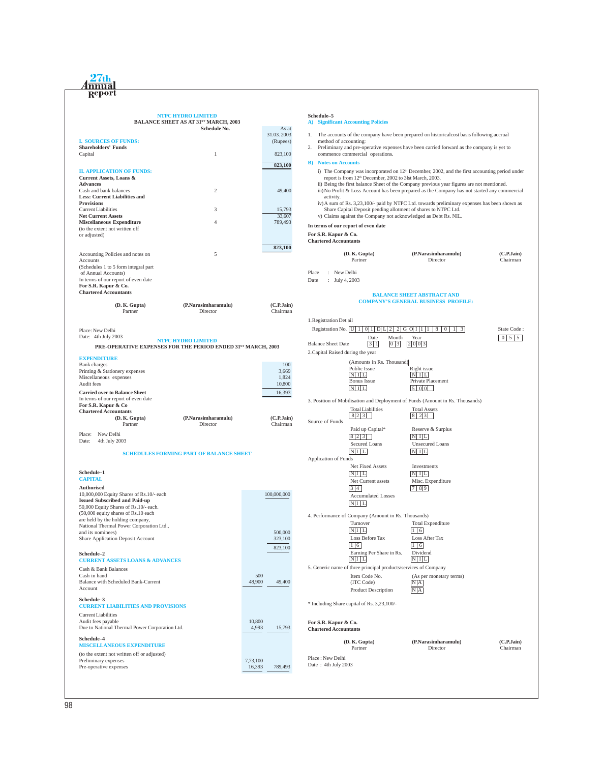## NTPC HYDRO LIMITED

### BALANCE SHEET AS AT 31ST MARCH, 2003

| | Schedule No. | As at 31.03. 2003 (Rupees) |
|---|---|---|
| **I. SOURCES OF FUNDS:** | | |
| **Shareholders' Funds** | | |
| Capital | 1 | 823,100 |
| | | **823,100** |
| **II. APPLICATION OF FUNDS:** | | |
| **Current Assets, Loans & Advances** | | |
| Cash and bank balances | 2 | 49,400 |
| **Less: Current Liabilities and Provisions** | | |
| Current Liabilities | 3 | 15,793 |
| **Net Current Assets** | | 33,607 |
| **Miscellaneous Expenditure** (to the extent not written off or adjusted) | 4 | 789,493 |
| | | **823,100** |
| Accounting Policies and notes on Accounts | 5 | |

(Schedules 1 to 5 form integral part of Annual Accounts)

In terms of our report of even date

**For S.R. Kapur & Co.**
**Chartered Accountants**

| **(D. K. Gupta)** | **(P.Narasimharamulu)** | **(C.P.Jain)** |
|---|---|---|
| Partner | Director | Chairman |

Place: New Delhi
Date: 4th July 2003

## NTPC HYDRO LIMITED

### PRE-OPERATIVE EXPENSES FOR THE PERIOD ENDED 31ST MARCH, 2003

| **EXPENDITURE** | |
|---|---|
| Bank charges | 100 |
| Printing & Stationery expenses | 3,669 |
| Miscellaneous expenses | 1,824 |
| Audit fees | 10,800 |
| **Carried over to Balance Sheet** | 16,393 |

In terms of our report of even date

**For S.R. Kapur & Co**
**Chartered Accountants**

| **(D. K. Gupta)** | **(P.Narasimharamulu)** | **(C.P.Jain)** |
|---|---|---|
| Partner | Director | Chairman |

Place: New Delhi
Date: 4th July 2003

### SCHEDULES FORMING PART OF BALANCE SHEET

**Schedule–1**
**CAPITAL**

| | | |
|---|---|---|
| **Authorised** | | |
| 10,000,000 Equity Shares of Rs.10/- each | | 100,000,000 |
| **Issued Subscribed and Paid-up** | | |
| 50,000 Equity Shares of Rs.10/- each. (50,000 equity shares of Rs.10 each are held by the holding company, National Thermal Power Corporation Ltd., and its nominees) | | 500,000 |
| Share Application Deposit Account | | 323,100 |
| | | 823,100 |

**Schedule–2**
**CURRENT ASSETS LOANS & ADVANCES**

| | | |
|---|---|---|
| Cash & Bank Balances | | |
| Cash in hand | 500 | |
| Balance with Scheduled Bank-Current Account | 48,900 | 49,400 |

**Schedule–3**
**CURRENT LIABILITIES AND PROVISIONS**

| | | |
|---|---|---|
| Current Liabilities | | |
| Audit fees payable | 10,800 | |
| Due to National Thermal Power Corporation Ltd. | 4,993 | 15,793 |

**Schedule–4**
**MISCELLANEOUS EXPENDITURE**

| | | |
|---|---|---|
| (to the extent not written off or adjusted) | | |
| Preliminary expenses | 7,73,100 | |
| Pre-operative expenses | 16,393 | 789,493 |

**Schedule–5**

**A) Significant Accounting Policies**

1. The accounts of the company have been prepared on historicalcost basis following accrual method of accounting:
2. Preliminary and pre-operative expenses have been carried forward as the company is yet to commence commercial operations.

**B) Notes on Accounts**

i) The Company was incorporated on 12th December, 2002, and the first accounting period under report is from 12th December, 2002 to 3lst March, 2003.
ii) Being the first balance Sheet of the Company previous year figures are not mentioned.
iii) No Profit & Loss Account has been prepared as the Company has not started any commercial activity.
iv) A sum of Rs. 3,23,100/- paid by NTPC Ltd. towards preliminary expenses has been shown as Share Capital Deposit pending allotment of shares to NTPC Ltd.
v) Claims against the Company not acknowledged as Debt Rs. NIL.

**In terms of our report of even date**

**For S.R. Kapur & Co.**
**Chartered Accountants**

| **(D. K. Gupta)** | **(P.Narasimharamulu)** | **(C.P.Jain)** |
|---|---|---|
| Partner | Director | Chairman |

Place : New Delhi
Date : July 4, 2003

### BALANCE SHEET ABSTRACT AND COMPANY'S GENERAL BUSINESS PROFILE:

**1. Registration Detail**

Registration No. U 1 0 1 D L 2 2 G O I 1 1 8 0 1 3 — State Code : 0 5 5

Balance Sheet Date: Date 3 1, Month 0 3, Year 2 0 0 3

**2. Capital Raised during the year**

(Amounts in Rs. Thousand)

| Public Issue | Right issue |
|---|---|
| NIL | NIL |
| **Bonus Issue** | **Private Placement** |
| NIL | 5 0 0 |

**3. Position of Mobilisation and Deployment of Funds (Amount in Rs. Thousands)**

| Total Liabilities | Total Assets |
|---|---|
| 8 2 3 | 8 2 3 |

Source of Funds

| Paid up Capital* | Reserve & Surplus |
|---|---|
| 8 2 3 | NIL |
| **Secured Loans** | **Unsecured Loans** |
| NIL | NIL |

Application of Funds

| Net Fixed Assets | Investments |
|---|---|
| NIL | NIL |
| **Net Current assets** | **Misc. Expenditure** |
| 3 4 | 7 8 9 |
| **Accumulated Losses** | |
| NIL | |

**4. Performance of Company (Amount in Rs. Thousands)**

| Turnover | Total Expenditure |
|---|---|
| NIL | 1 6 |
| **Loss Before Tax** | **Loss After Tax** |
| 1 6 | 1 6 |
| **Earning Per Share in Rs.** | **Dividend** |
| NIL | NIL |

**5. Generic name of three principal products/services of Company**

| | (As per monetary terms) |
|---|---|
| Item Code No. (ITC Code) | NA |
| Product Description | NA |

\* Including Share capital of Rs. 3,23,100/-

**For S.R. Kapur & Co.**
**Chartered Accountants**

| **(D. K. Gupta)** | **(P.Narasimharamulu)** | **(C.P.Jain)** |
|---|---|---|
| Partner | Director | Chairman |

Place : New Delhi
Date : 4th July 2003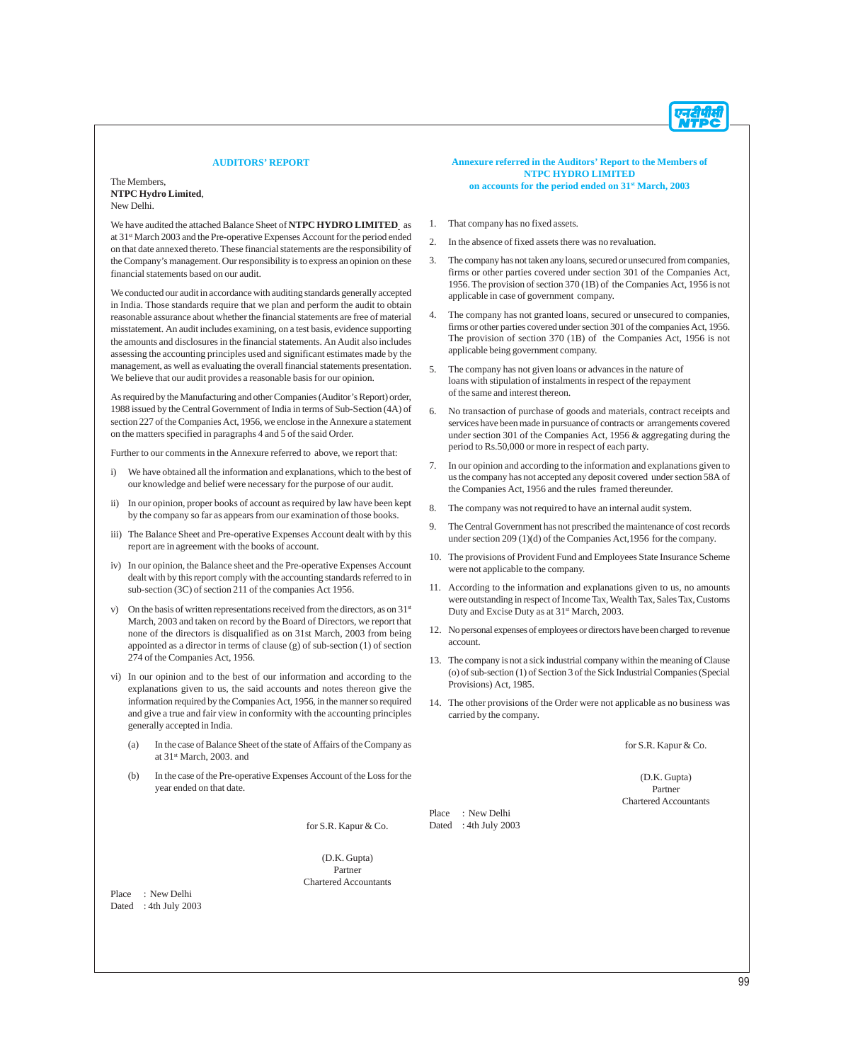## AUDITORS' REPORT

The Members,
**NTPC Hydro Limited**,
New Delhi.

We have audited the attached Balance Sheet of **NTPC HYDRO LIMITED** as at 31st March 2003 and the Pre-operative Expenses Account for the period ended on that date annexed thereto. These financial statements are the responsibility of the Company's management. Our responsibility is to express an opinion on these financial statements based on our audit.

We conducted our audit in accordance with auditing standards generally accepted in India. Those standards require that we plan and perform the audit to obtain reasonable assurance about whether the financial statements are free of material misstatement. An audit includes examining, on a test basis, evidence supporting the amounts and disclosures in the financial statements. An Audit also includes assessing the accounting principles used and significant estimates made by the management, as well as evaluating the overall financial statements presentation. We believe that our audit provides a reasonable basis for our opinion.

As required by the Manufacturing and other Companies (Auditor's Report) order, 1988 issued by the Central Government of India in terms of Sub-Section (4A) of section 227 of the Companies Act, 1956, we enclose in the Annexure a statement on the matters specified in paragraphs 4 and 5 of the said Order.

Further to our comments in the Annexure referred to above, we report that:

i) We have obtained all the information and explanations, which to the best of our knowledge and belief were necessary for the purpose of our audit.

ii) In our opinion, proper books of account as required by law have been kept by the company so far as appears from our examination of those books.

iii) The Balance Sheet and Pre-operative Expenses Account dealt with by this report are in agreement with the books of account.

iv) In our opinion, the Balance sheet and the Pre-operative Expenses Account dealt with by this report comply with the accounting standards referred to in sub-section (3C) of section 211 of the companies Act 1956.

v) On the basis of written representations received from the directors, as on 31st March, 2003 and taken on record by the Board of Directors, we report that none of the directors is disqualified as on 31st March, 2003 from being appointed as a director in terms of clause (g) of sub-section (1) of section 274 of the Companies Act, 1956.

vi) In our opinion and to the best of our information and according to the explanations given to us, the said accounts and notes thereon give the information required by the Companies Act, 1956, in the manner so required and give a true and fair view in conformity with the accounting principles generally accepted in India.

   (a) In the case of Balance Sheet of the state of Affairs of the Company as at 31st March, 2003. and

   (b) In the case of the Pre-operative Expenses Account of the Loss for the year ended on that date.

for S.R. Kapur & Co.

(D.K. Gupta)
Partner
Chartered Accountants

Place : New Delhi
Dated : 4th July 2003

## Annexure referred in the Auditors' Report to the Members of NTPC HYDRO LIMITED on accounts for the period ended on 31st March, 2003

1. That company has no fixed assets.
2. In the absence of fixed assets there was no revaluation.
3. The company has not taken any loans, secured or unsecured from companies, firms or other parties covered under section 301 of the Companies Act, 1956. The provision of section 370 (1B) of the Companies Act, 1956 is not applicable in case of government company.
4. The company has not granted loans, secured or unsecured to companies, firms or other parties covered under section 301 of the companies Act, 1956. The provision of section 370 (1B) of the Companies Act, 1956 is not applicable being government company.
5. The company has not given loans or advances in the nature of loans with stipulation of instalments in respect of the repayment of the same and interest thereon.
6. No transaction of purchase of goods and materials, contract receipts and services have been made in pursuance of contracts or arrangements covered under section 301 of the Companies Act, 1956 & aggregating during the period to Rs.50,000 or more in respect of each party.
7. In our opinion and according to the information and explanations given to us the company has not accepted any deposit covered under section 58A of the Companies Act, 1956 and the rules framed thereunder.
8. The company was not required to have an internal audit system.
9. The Central Government has not prescribed the maintenance of cost records under section 209 (1)(d) of the Companies Act,1956 for the company.
10. The provisions of Provident Fund and Employees State Insurance Scheme were not applicable to the company.
11. According to the information and explanations given to us, no amounts were outstanding in respect of Income Tax, Wealth Tax, Sales Tax, Customs Duty and Excise Duty as at 31st March, 2003.
12. No personal expenses of employees or directors have been charged to revenue account.
13. The company is not a sick industrial company within the meaning of Clause (o) of sub-section (1) of Section 3 of the Sick Industrial Companies (Special Provisions) Act, 1985.
14. The other provisions of the Order were not applicable as no business was carried by the company.

for S.R. Kapur & Co.

(D.K. Gupta)
Partner
Chartered Accountants

Place : New Delhi
Dated : 4th July 2003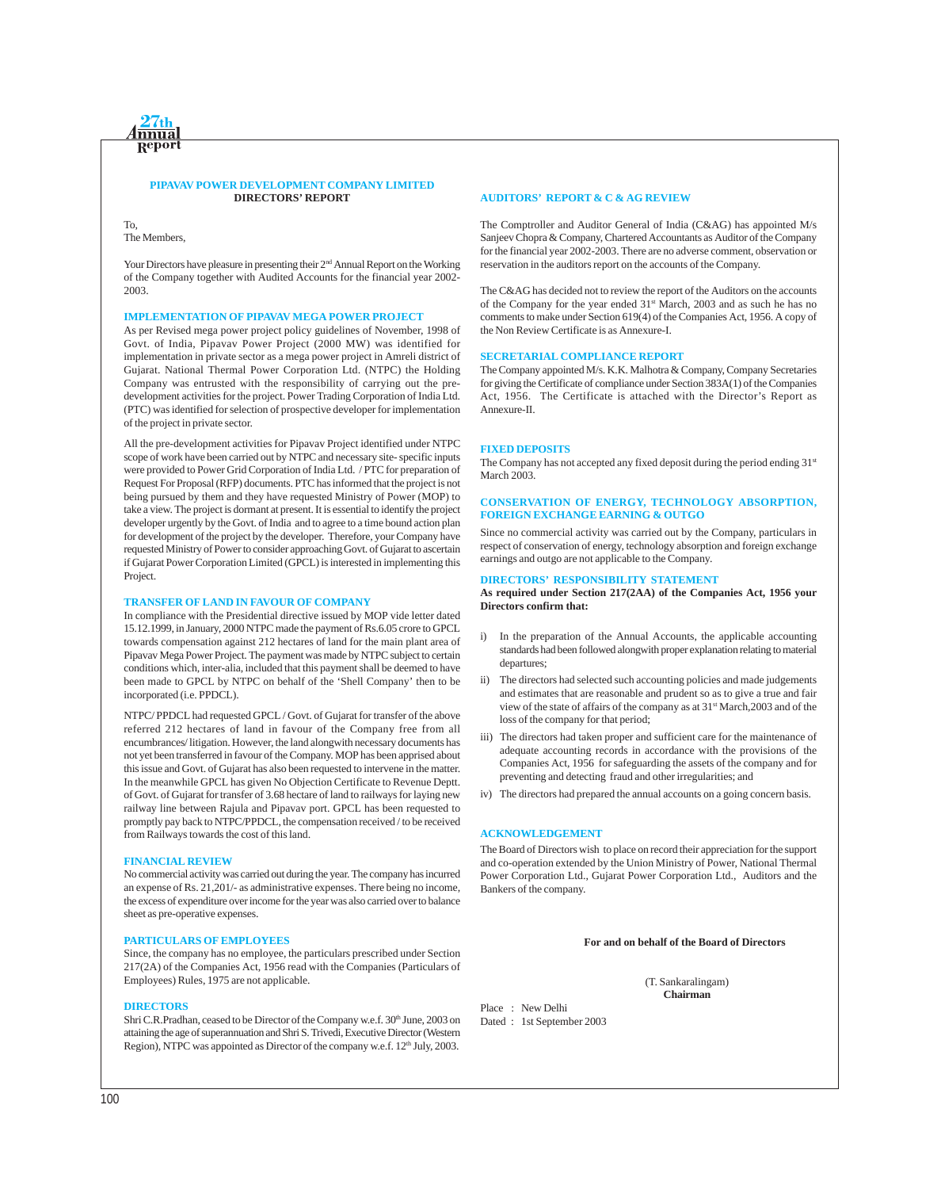## PIPAVAV POWER DEVELOPMENT COMPANY LIMITED

## DIRECTORS' REPORT

To,
The Members,

Your Directors have pleasure in presenting their 2[nd] Annual Report on the Working of the Company together with Audited Accounts for the financial year 2002-2003.

### IMPLEMENTATION OF PIPAVAV MEGA POWER PROJECT

As per Revised mega power project policy guidelines of November, 1998 of Govt. of India, Pipavav Power Project (2000 MW) was identified for implementation in private sector as a mega power project in Amreli district of Gujarat. National Thermal Power Corporation Ltd. (NTPC) the Holding Company was entrusted with the responsibility of carrying out the pre-development activities for the project. Power Trading Corporation of India Ltd. (PTC) was identified for selection of prospective developer for implementation of the project in private sector.

All the pre-development activities for Pipavav Project identified under NTPC scope of work have been carried out by NTPC and necessary site- specific inputs were provided to Power Grid Corporation of India Ltd. / PTC for preparation of Request For Proposal (RFP) documents. PTC has informed that the project is not being pursued by them and they have requested Ministry of Power (MOP) to take a view. The project is dormant at present. It is essential to identify the project developer urgently by the Govt. of India and to agree to a time bound action plan for development of the project by the developer. Therefore, your Company have requested Ministry of Power to consider approaching Govt. of Gujarat to ascertain if Gujarat Power Corporation Limited (GPCL) is interested in implementing this Project.

### TRANSFER OF LAND IN FAVOUR OF COMPANY

In compliance with the Presidential directive issued by MOP vide letter dated 15.12.1999, in January, 2000 NTPC made the payment of Rs.6.05 crore to GPCL towards compensation against 212 hectares of land for the main plant area of Pipavav Mega Power Project. The payment was made by NTPC subject to certain conditions which, inter-alia, included that this payment shall be deemed to have been made to GPCL by NTPC on behalf of the 'Shell Company' then to be incorporated (i.e. PPDCL).

NTPC/ PPDCL had requested GPCL / Govt. of Gujarat for transfer of the above referred 212 hectares of land in favour of the Company free from all encumbrances/ litigation. However, the land alongwith necessary documents has not yet been transferred in favour of the Company. MOP has been apprised about this issue and Govt. of Gujarat has also been requested to intervene in the matter. In the meanwhile GPCL has given No Objection Certificate to Revenue Deptt. of Govt. of Gujarat for transfer of 3.68 hectare of land to railways for laying new railway line between Rajula and Pipavav port. GPCL has been requested to promptly pay back to NTPC/PPDCL, the compensation received / to be received from Railways towards the cost of this land.

### FINANCIAL REVIEW

No commercial activity was carried out during the year. The company has incurred an expense of Rs. 21,201/- as administrative expenses. There being no income, the excess of expenditure over income for the year was also carried over to balance sheet as pre-operative expenses.

### PARTICULARS OF EMPLOYEES

Since, the company has no employee, the particulars prescribed under Section 217(2A) of the Companies Act, 1956 read with the Companies (Particulars of Employees) Rules, 1975 are not applicable.

### DIRECTORS

Shri C.R.Pradhan, ceased to be Director of the Company w.e.f. 30[th] June, 2003 on attaining the age of superannuation and Shri S. Trivedi, Executive Director (Western Region), NTPC was appointed as Director of the company w.e.f. 12[th] July, 2003.

### AUDITORS' REPORT & C & AG REVIEW

The Comptroller and Auditor General of India (C&AG) has appointed M/s Sanjeev Chopra & Company, Chartered Accountants as Auditor of the Company for the financial year 2002-2003. There are no adverse comment, observation or reservation in the auditors report on the accounts of the Company.

The C&AG has decided not to review the report of the Auditors on the accounts of the Company for the year ended 31[st] March, 2003 and as such he has no comments to make under Section 619(4) of the Companies Act, 1956. A copy of the Non Review Certificate is as Annexure-I.

### SECRETARIAL COMPLIANCE REPORT

The Company appointed M/s. K.K. Malhotra & Company, Company Secretaries for giving the Certificate of compliance under Section 383A(1) of the Companies Act, 1956. The Certificate is attached with the Director's Report as Annexure-II.

### FIXED DEPOSITS

The Company has not accepted any fixed deposit during the period ending 31[st] March 2003.

### CONSERVATION OF ENERGY, TECHNOLOGY ABSORPTION, FOREIGN EXCHANGE EARNING & OUTGO

Since no commercial activity was carried out by the Company, particulars in respect of conservation of energy, technology absorption and foreign exchange earnings and outgo are not applicable to the Company.

### DIRECTORS' RESPONSIBILITY STATEMENT

**As required under Section 217(2AA) of the Companies Act, 1956 your Directors confirm that:**

i) In the preparation of the Annual Accounts, the applicable accounting standards had been followed alongwith proper explanation relating to material departures;

ii) The directors had selected such accounting policies and made judgements and estimates that are reasonable and prudent so as to give a true and fair view of the state of affairs of the company as at 31[st] March,2003 and of the loss of the company for that period;

iii) The directors had taken proper and sufficient care for the maintenance of adequate accounting records in accordance with the provisions of the Companies Act, 1956 for safeguarding the assets of the company and for preventing and detecting fraud and other irregularities; and

iv) The directors had prepared the annual accounts on a going concern basis.

### ACKNOWLEDGEMENT

The Board of Directors wish to place on record their appreciation for the support and co-operation extended by the Union Ministry of Power, National Thermal Power Corporation Ltd., Gujarat Power Corporation Ltd., Auditors and the Bankers of the company.

**For and on behalf of the Board of Directors**

(T. Sankaralingam)
**Chairman**

Place : New Delhi
Dated : 1st September 2003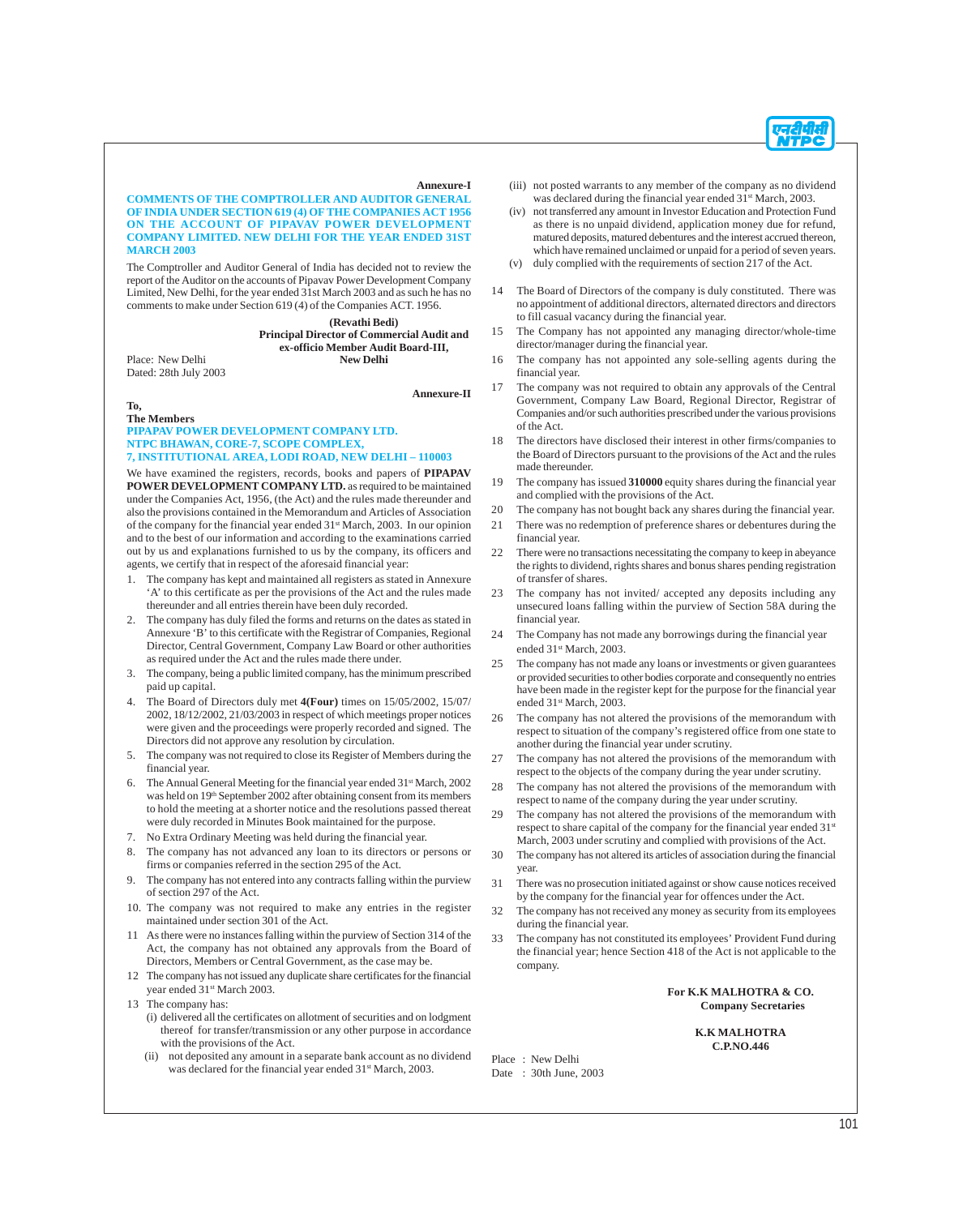**Annexure-I**

**COMMENTS OF THE COMPTROLLER AND AUDITOR GENERAL OF INDIA UNDER SECTION 619 (4) OF THE COMPANIES ACT 1956 ON THE ACCOUNT OF PIPAVAV POWER DEVELOPMENT COMPANY LIMITED. NEW DELHI FOR THE YEAR ENDED 31ST MARCH 2003**

The Comptroller and Auditor General of India has decided not to review the report of the Auditor on the accounts of Pipavav Power Development Company Limited, New Delhi, for the year ended 31st March 2003 and as such he has no comments to make under Section 619 (4) of the Companies ACT. 1956.

**(Revathi Bedi)**
**Principal Director of Commercial Audit and ex-officio Member Audit Board-III, New Delhi**

Place: New Delhi
Dated: 28th July 2003

**Annexure-II**

**To,**
**The Members**
**PIPAPAV POWER DEVELOPMENT COMPANY LTD.**
**NTPC BHAWAN, CORE-7, SCOPE COMPLEX,**
**7, INSTITUTIONAL AREA, LODI ROAD, NEW DELHI – 110003**

We have examined the registers, records, books and papers of **PIPAPAV POWER DEVELOPMENT COMPANY LTD.** as required to be maintained under the Companies Act, 1956, (the Act) and the rules made thereunder and also the provisions contained in the Memorandum and Articles of Association of the company for the financial year ended 31st March, 2003. In our opinion and to the best of our information and according to the examinations carried out by us and explanations furnished to us by the company, its officers and agents, we certify that in respect of the aforesaid financial year:

1. The company has kept and maintained all registers as stated in Annexure 'A' to this certificate as per the provisions of the Act and the rules made thereunder and all entries therein have been duly recorded.
2. The company has duly filed the forms and returns on the dates as stated in Annexure 'B' to this certificate with the Registrar of Companies, Regional Director, Central Government, Company Law Board or other authorities as required under the Act and the rules made there under.
3. The company, being a public limited company, has the minimum prescribed paid up capital.
4. The Board of Directors duly met **4(Four)** times on 15/05/2002, 15/07/2002, 18/12/2002, 21/03/2003 in respect of which meetings proper notices were given and the proceedings were properly recorded and signed. The Directors did not approve any resolution by circulation.
5. The company was not required to close its Register of Members during the financial year.
6. The Annual General Meeting for the financial year ended 31st March, 2002 was held on 19th September 2002 after obtaining consent from its members to hold the meeting at a shorter notice and the resolutions passed thereat were duly recorded in Minutes Book maintained for the purpose.
7. No Extra Ordinary Meeting was held during the financial year.
8. The company has not advanced any loan to its directors or persons or firms or companies referred in the section 295 of the Act.
9. The company has not entered into any contracts falling within the purview of section 297 of the Act.
10. The company was not required to make any entries in the register maintained under section 301 of the Act.
11. As there were no instances falling within the purview of Section 314 of the Act, the company has not obtained any approvals from the Board of Directors, Members or Central Government, as the case may be.
12. The company has not issued any duplicate share certificates for the financial year ended 31st March 2003.
13. The company has:
    - (i) delivered all the certificates on allotment of securities and on lodgment thereof for transfer/transmission or any other purpose in accordance with the provisions of the Act.
    - (ii) not deposited any amount in a separate bank account as no dividend was declared for the financial year ended 31st March, 2003.
    - (iii) not posted warrants to any member of the company as no dividend was declared during the financial year ended 31st March, 2003.
    - (iv) not transferred any amount in Investor Education and Protection Fund as there is no unpaid dividend, application money due for refund, matured deposits, matured debentures and the interest accrued thereon, which have remained unclaimed or unpaid for a period of seven years.
    - (v) duly complied with the requirements of section 217 of the Act.
14. The Board of Directors of the company is duly constituted. There was no appointment of additional directors, alternated directors and directors to fill casual vacancy during the financial year.
15. The Company has not appointed any managing director/whole-time director/manager during the financial year.
16. The company has not appointed any sole-selling agents during the financial year.
17. The company was not required to obtain any approvals of the Central Government, Company Law Board, Regional Director, Registrar of Companies and/or such authorities prescribed under the various provisions of the Act.
18. The directors have disclosed their interest in other firms/companies to the Board of Directors pursuant to the provisions of the Act and the rules made thereunder.
19. The company has issued **310000** equity shares during the financial year and complied with the provisions of the Act.
20. The company has not bought back any shares during the financial year.
21. There was no redemption of preference shares or debentures during the financial year.
22. There were no transactions necessitating the company to keep in abeyance the rights to dividend, rights shares and bonus shares pending registration of transfer of shares.
23. The company has not invited/ accepted any deposits including any unsecured loans falling within the purview of Section 58A during the financial year.
24. The Company has not made any borrowings during the financial year ended 31st March, 2003.
25. The company has not made any loans or investments or given guarantees or provided securities to other bodies corporate and consequently no entries have been made in the register kept for the purpose for the financial year ended 31st March, 2003.
26. The company has not altered the provisions of the memorandum with respect to situation of the company's registered office from one state to another during the financial year under scrutiny.
27. The company has not altered the provisions of the memorandum with respect to the objects of the company during the year under scrutiny.
28. The company has not altered the provisions of the memorandum with respect to name of the company during the year under scrutiny.
29. The company has not altered the provisions of the memorandum with respect to share capital of the company for the financial year ended 31st March, 2003 under scrutiny and complied with provisions of the Act.
30. The company has not altered its articles of association during the financial year.
31. There was no prosecution initiated against or show cause notices received by the company for the financial year for offences under the Act.
32. The company has not received any money as security from its employees during the financial year.
33. The company has not constituted its employees' Provident Fund during the financial year; hence Section 418 of the Act is not applicable to the company.

**For K.K MALHOTRA & CO.**
**Company Secretaries**

**K.K MALHOTRA**
**C.P.NO.446**

Place : New Delhi
Date : 30th June, 2003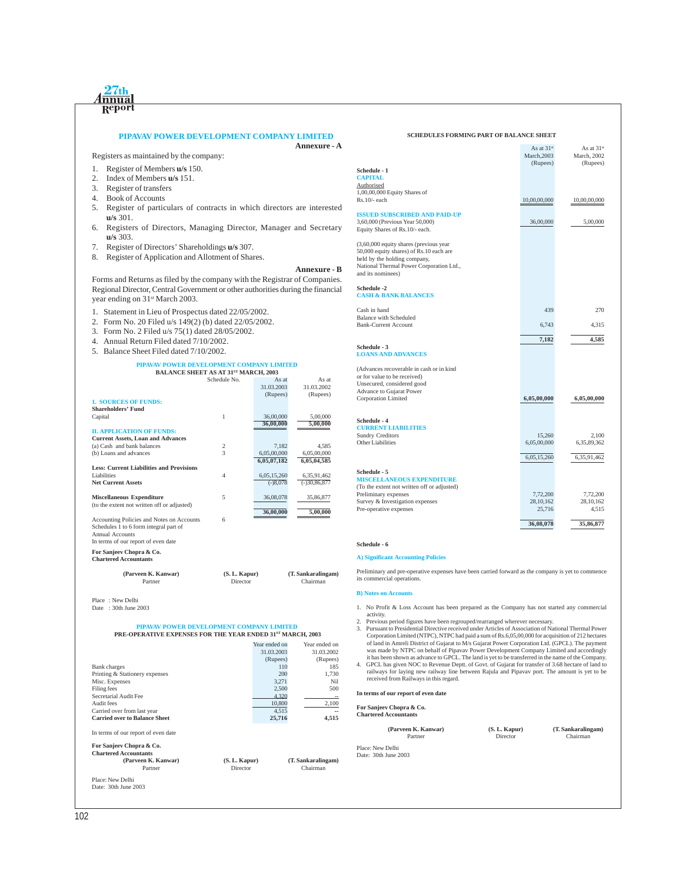## PIPAVAV POWER DEVELOPMENT COMPANY LIMITED

### Annexure - A

Registers as maintained by the company:

1. Register of Members **u/s** 150.
2. Index of Members **u/s** 151.
3. Register of transfers
4. Book of Accounts
5. Register of particulars of contracts in which directors are interested **u/s** 301.
6. Registers of Directors, Managing Director, Manager and Secretary **u/s** 303.
7. Register of Directors' Shareholdings **u/s** 307.
8. Register of Application and Allotment of Shares.

### Annexure - B

Forms and Returns as filed by the company with the Registrar of Companies. Regional Director, Central Government or other authorities during the financial year ending on 31st March 2003.

1. Statement in Lieu of Prospectus dated 22/05/2002.
2. Form No. 20 Filed u/s 149(2) (b) dated 22/05/2002.
3. Form No. 2 Filed u/s 75(1) dated 28/05/2002.
4. Annual Return Filed dated 7/10/2002.
5. Balance Sheet Filed dated 7/10/2002.

## PIPAVAV POWER DEVELOPMENT COMPANY LIMITED
### BALANCE SHEET AS AT 31ST MARCH, 2003

| | Schedule No. | As at 31.03.2003 (Rupees) | As at 31.03.2002 (Rupees) |
|---|---|---|---|
| **1. SOURCES OF FUNDS:** | | | |
| **Shareholders' Fund** | | | |
| Capital | 1 | 36,00,000 | 5,00,000 |
| | | **36,00,000** | **5,00,000** |
| **II. APPLICATION OF FUNDS:** | | | |
| **Current Assets, Loan and Advances** | | | |
| (a) Cash and bank balances | 2 | 7,182 | 4,585 |
| (b) Loans and advances | 3 | 6,05,00,000 | 6,05,00,000 |
| | | **6,05,07,182** | **6,05,04,585** |
| **Less: Current Liabilities and Provisions** | | | |
| Liabilities | 4 | 6,05,15,260 | 6,35,91,462 |
| **Net Current Assets** | | (-)8,078 | (-)30,86,877 |
| **Miscellaneous Expenditure** (to the extent not written off or adjusted) | 5 | 36,08,078 | 35,86,877 |
| | | **36,00,000** | **5,00,000** |
| Accounting Policies and Notes on Accounts | 6 | | |

Schedules 1 to 6 form integral part of Annual Accounts

In terms of our report of even date

**For Sanjeev Chopra & Co.**
**Chartered Accountants**

| **(Parveen K. Kanwar)** | **(S. L. Kapur)** | **(T. Sankaralingam)** |
|---|---|---|
| Partner | Director | Chairman |

Place : New Delhi
Date : 30th June 2003

## PIPAVAV POWER DEVELOPMENT COMPANY LIMITED
### PRE-OPERATIVE EXPENSES FOR THE YEAR ENDED 31ST MARCH, 2003

| | Year ended on 31.03.2003 (Rupees) | Year ended on 31.03.2002 (Rupees) |
|---|---|---|
| Bank charges | 110 | 185 |
| Printing & Stationery expenses | 200 | 1,730 |
| Misc. Expenses | 3,271 | Nil |
| Filing fees | 2,500 | 500 |
| Secretarial Audit Fee | 4,320 | -- |
| Audit fees | 10,800 | 2,100 |
| Carried over from last year | 4,515 | -- |
| **Carried over to Balance Sheet** | **25,716** | **4,515** |

In terms of our report of even date

**For Sanjeev Chopra & Co.**
**Chartered Accountants**

| **(Parveen K. Kanwar)** | **(S. L. Kapur)** | **(T. Sankaralingam)** |
|---|---|---|
| Partner | Director | Chairman |

Place: New Delhi
Date: 30th June 2003

### SCHEDULES FORMING PART OF BALANCE SHEET

| | As at 31st March,2003 (Rupees) | As at 31st March, 2002 (Rupees) |
|---|---|---|
| **Schedule - 1** | | |
| **CAPITAL** | | |
| Authorised | | |
| 1,00,00,000 Equity Shares of Rs.10/- each | 10,00,00,000 | 10,00,00,000 |
| **ISSUED SUBSCRIBED AND PAID-UP** | | |
| 3,60,000 (Previous Year 50,000) Equity Shares of Rs.10/- each. | 36,00,000 | 5,00,000 |
| (3,60,000 equity shares (previous year 50,000 equity shares) of Rs.10 each are held by the holding company, National Thermal Power Corporation Ltd., and its nominees) | | |
| **Schedule -2** | | |
| **CASH & BANK BALANCES** | | |
| Cash in hand | 439 | 270 |
| Balance with Scheduled Bank-Current Account | 6,743 | 4,315 |
| | **7,182** | **4,585** |
| **Schedule - 3** | | |
| **LOANS AND ADVANCES** | | |
| (Advances recoverable in cash or in kind or for value to be received) Unsecured, considered good Advance to Gujarat Power Corporation Limited | **6,05,00,000** | **6,05,00,000** |
| **Schedule - 4** | | |
| **CURRENT LIABILITIES** | | |
| Sundry Creditors | 15,260 | 2,100 |
| Other Liabilities | 6,05,00,000 | 6,35,89,362 |
| | 6,05,15,260 | 6,35,91,462 |
| **Schedule - 5** | | |
| **MISCELLANEOUS EXPENDITURE** (To the extent not written off or adjusted) | | |
| Preliminary expenses | 7,72,200 | 7,72,200 |
| Survey & Investigation expenses | 28,10,162 | 28,10,162 |
| Pre-operative expenses | 25,716 | 4,515 |
| | **36,08,078** | **35,86,877** |

**Schedule - 6**

**A) Significant Accounting Policies**

Preliminary and pre-operative expenses have been carried forward as the company is yet to commence its commercial operations.

**B) Notes on Accounts**

1. No Profit & Loss Account has been prepared as the Company has not started any commercial activity.
2. Previous period figures have been regrouped/rearranged wherever necessary.
3. Pursuant to Presidential Directive received under Articles of Association of National Thermal Power Corporation Limited (NTPC), NTPC had paid a sum of Rs.6,05,00,000 for acquisition of 212 hectares of land in Amreli District of Gujarat to M/s Gujarat Power Corporation Ltd. (GPCL). The payment was made by NTPC on behalf of Pipavav Power Development Company Limited and accordingly it has been shown as advance to GPCL. The land is yet to be transferred in the name of the Company.
4. GPCL has given NOC to Revenue Deptt. of Govt. of Gujarat for transfer of 3.68 hectare of land to railways for laying new railway line between Rajula and Pipavav port. The amount is yet to be received from Railways in this regard.

**In terms of our report of even date**

**For Sanjeev Chopra & Co.**
**Chartered Accountants**

| **(Parveen K. Kanwar)** | **(S. L. Kapur)** | **(T. Sankaralingam)** |
|---|---|---|
| Partner | Director | Chairman |

Place: New Delhi
Date: 30th June 2003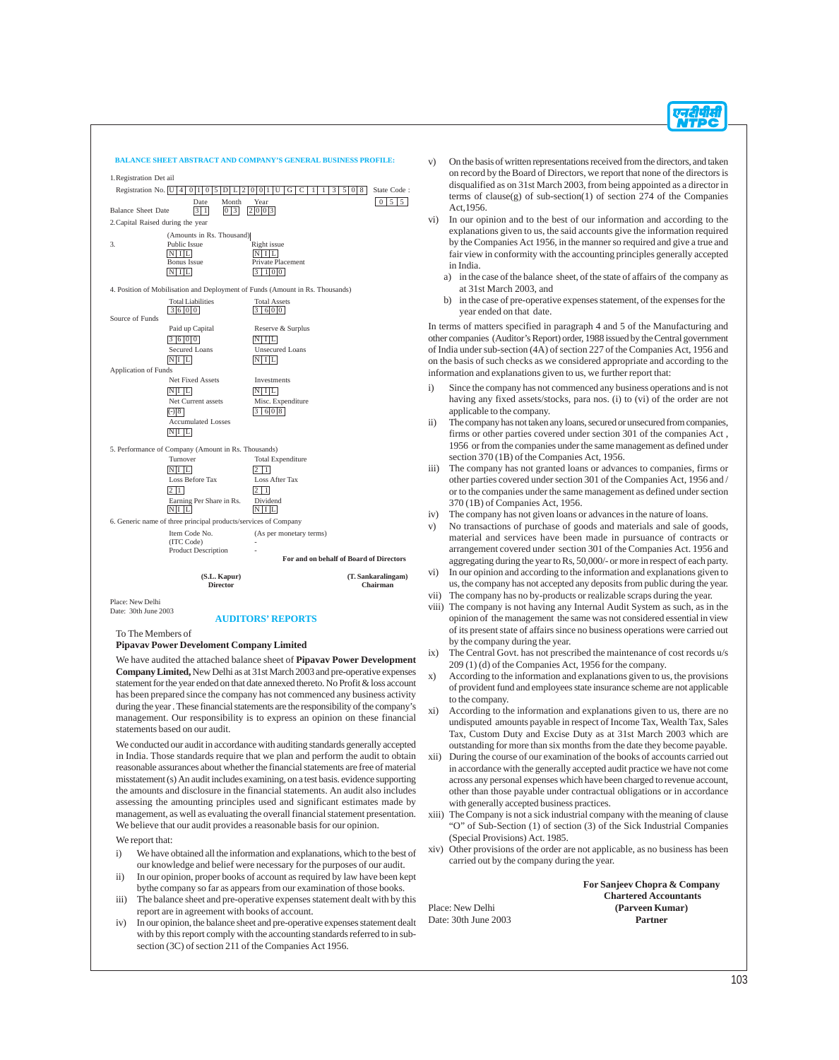## BALANCE SHEET ABSTRACT AND COMPANY'S GENERAL BUSINESS PROFILE:

1. Registration Det ail

Registration No. U 4 0 1 0 5 D L 2 0 0 1 U G C 1 1 3 5 0 8 State Code : 0 5 5

| | Date | Month | Year |
|---|---|---|---|
| Balance Sheet Date | 3 1 | 0 3 | 2 0 0 3 |

2. Capital Raised during the year

(Amounts in Rs. Thousand)

| 3. | | |
|---|---|---|
| | Public Issue | Right issue |
| | N I L | N I L |
| | Bonus Issue | Private Placement |
| | N I L | 3 1 0 0 |

4. Position of Mobilisation and Deployment of Funds (Amount in Rs. Thousands)

| | | |
|---|---|---|
| | Total Liabilities | Total Assets |
| | 3 6 0 0 | 3 6 0 0 |
| Source of Funds | | |
| | Paid up Capital | Reserve & Surplus |
| | 3 6 0 0 | N I L |
| | Secured Loans | Unsecured Loans |
| | N I L | N I L |
| Application of Funds | | |
| | Net Fixed Assets | Investments |
| | N I L | N I L |
| | Net Current assets | Misc. Expenditure |
| | (-) 8 | 3 6 0 8 |
| | Accumulated Losses | |
| | N I L | |

5. Performance of Company (Amount in Rs. Thousands)

| | |
|---|---|
| Turnover | Total Expenditure |
| N I L | 2 1 |
| Loss Before Tax | Loss After Tax |
| 2 1 | 2 1 |
| Earning Per Share in Rs. | Dividend |
| N I L | N I L |

6. Generic name of three principal products/services of Company

| | |
|---|---|
| Item Code No. (ITC Code) | (As per monetary terms) - |
| Product Description | - |

**For and on behalf of Board of Directors**

**(S.L. Kapur)**
**Director**

**(T. Sankaralingam)**
**Chairman**

Place: New Delhi
Date: 30th June 2003

## AUDITORS' REPORTS

To The Members of
**Pipavav Power Develoment Company Limited**

We have audited the attached balance sheet of **Pipavav Power Development Company Limited,** New Delhi as at 31st March 2003 and pre-operative expenses statement for the year ended on that date annexed thereto. No Profit & loss account has been prepared since the company has not commenced any business activity during the year . These financial statements are the responsibility of the company's management. Our responsibility is to express an opinion on these financial statements based on our audit.

We conducted our audit in accordance with auditing standards generally accepted in India. Those standards require that we plan and perform the audit to obtain reasonable assurances about whether the financial statements are free of material misstatement (s) An audit includes examining, on a test basis. evidence supporting the amounts and disclosure in the financial statements. An audit also includes assessing the amounting principles used and significant estimates made by management, as well as evaluating the overall financial statement presentation. We believe that our audit provides a reasonable basis for our opinion.

We report that:

i) We have obtained all the information and explanations, which to the best of our knowledge and belief were necessary for the purposes of our audit.

ii) In our opinion, proper books of account as required by law have been kept bythe company so far as appears from our examination of those books.

iii) The balance sheet and pre-operative expenses statement dealt with by this report are in agreement with books of account.

iv) In our opinion, the balance sheet and pre-operative expenses statement dealt with by this report comply with the accounting standards referred to in sub-section (3C) of section 211 of the Companies Act 1956.

v) On the basis of written representations received from the directors, and taken on record by the Board of Directors, we report that none of the directors is disqualified as on 31st March 2003, from being appointed as a director in terms of clause(g) of sub-section(1) of section 274 of the Companies Act,1956.

vi) In our opinion and to the best of our information and according to the explanations given to us, the said accounts give the information required by the Companies Act 1956, in the manner so required and give a true and fair view in conformity with the accounting principles generally accepted in India.

   a) in the case of the balance sheet, of the state of affairs of the company as at 31st March 2003, and

   b) in the case of pre-operative expenses statement, of the expenses for the year ended on that date.

In terms of matters specified in paragraph 4 and 5 of the Manufacturing and other companies (Auditor's Report) order, 1988 issued by the Central government of India under sub-section (4A) of section 227 of the Companies Act, 1956 and on the basis of such checks as we considered appropriate and according to the information and explanations given to us, we further report that:

i) Since the company has not commenced any business operations and is not having any fixed assets/stocks, para nos. (i) to (vi) of the order are not applicable to the company.

ii) The company has not taken any loans, secured or unsecured from companies, firms or other parties covered under section 301 of the companies Act , 1956 or from the companies under the same management as defined under section 370 (1B) of the Companies Act, 1956.

iii) The company has not granted loans or advances to companies, firms or other parties covered under section 301 of the Companies Act, 1956 and / or to the companies under the same management as defined under section 370 (1B) of Companies Act, 1956.

iv) The company has not given loans or advances in the nature of loans.

v) No transactions of purchase of goods and materials and sale of goods, material and services have been made in pursuance of contracts or arrangement covered under section 301 of the Companies Act. 1956 and aggregating during the year to Rs, 50,000/- or more in respect of each party.

vi) In our opinion and according to the information and explanations given to us, the company has not accepted any deposits from public during the year.

vii) The company has no by-products or realizable scraps during the year.

viii) The company is not having any Internal Audit System as such, as in the opinion of the management the same was not considered essential in view of its present state of affairs since no business operations were carried out by the company during the year.

ix) The Central Govt. has not prescribed the maintenance of cost records u/s 209 (1) (d) of the Companies Act, 1956 for the company.

x) According to the information and explanations given to us, the provisions of provident fund and employees state insurance scheme are not applicable to the company.

xi) According to the information and explanations given to us, there are no undisputed amounts payable in respect of Income Tax, Wealth Tax, Sales Tax, Custom Duty and Excise Duty as at 31st March 2003 which are outstanding for more than six months from the date they become payable.

xii) During the course of our examination of the books of accounts carried out in accordance with the generally accepted audit practice we have not come across any personal expenses which have been charged to revenue account, other than those payable under contractual obligations or in accordance with generally accepted business practices.

xiii) The Company is not a sick industrial company with the meaning of clause "O" of Sub-Section (1) of section (3) of the Sick Industrial Companies (Special Provisions) Act. 1985.

xiv) Other provisions of the order are not applicable, as no business has been carried out by the company during the year.

**For Sanjeev Chopra & Company**
**Chartered Accountants**
**(Parveen Kumar)**
**Partner**

Place: New Delhi
Date: 30th June 2003